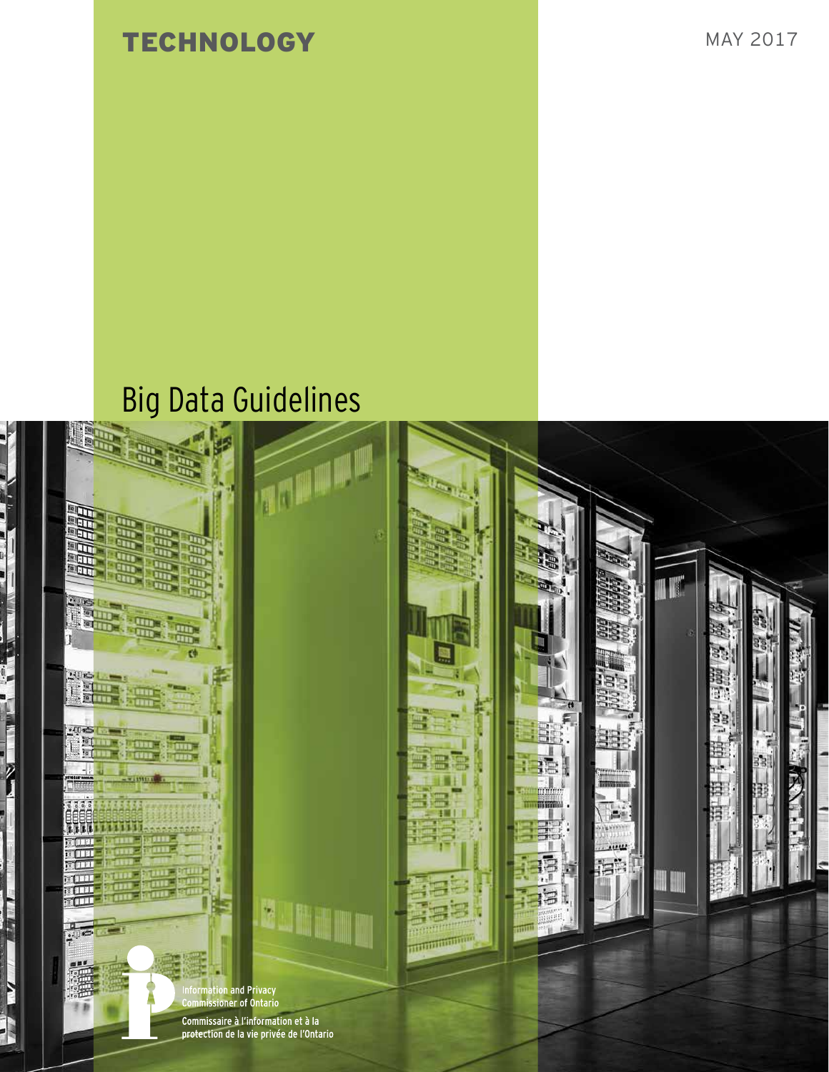TECHNOLOGY

MAY 2017

# Big Data Guidelines

Information and Privacy Commissioner of Ontario

Commissaire à l'information et à la protection de la vie privée de l'Ontario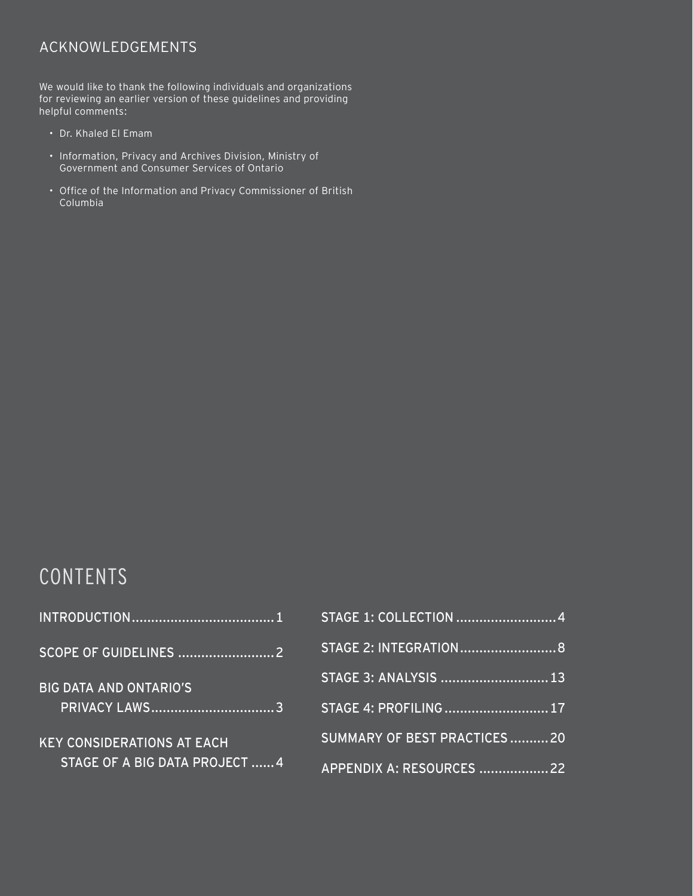## ACKNOWLEDGEMENTS

We would like to thank the following individuals and organizations for reviewing an earlier version of these guidelines and providing helpful comments:

- Dr. Khaled El Emam
- Information, Privacy and Archives Division, Ministry of Government and Consumer Services of Ontario
- Office of the Information and Privacy Commissioner of British Columbia

# CONTENTS

INTRODUCTION.....................................1

SCOPE OF GUIDELINES .........................2

BIG DATA AND ONTARIO'S PRIVACY LAWS................................3

KEY CONSIDERATIONS AT EACH STAGE OF A BIG DATA PROJECT ......4

STAGE 1: COLLECTION ..........................4

STAGE 2: INTEGRATION.........................8

STAGE 3: ANALYSIS ............................13

STAGE 4: PROFILING...........................17

SUMMARY OF BEST PRACTICES..........20

APPENDIX A: RESOURCES ..................22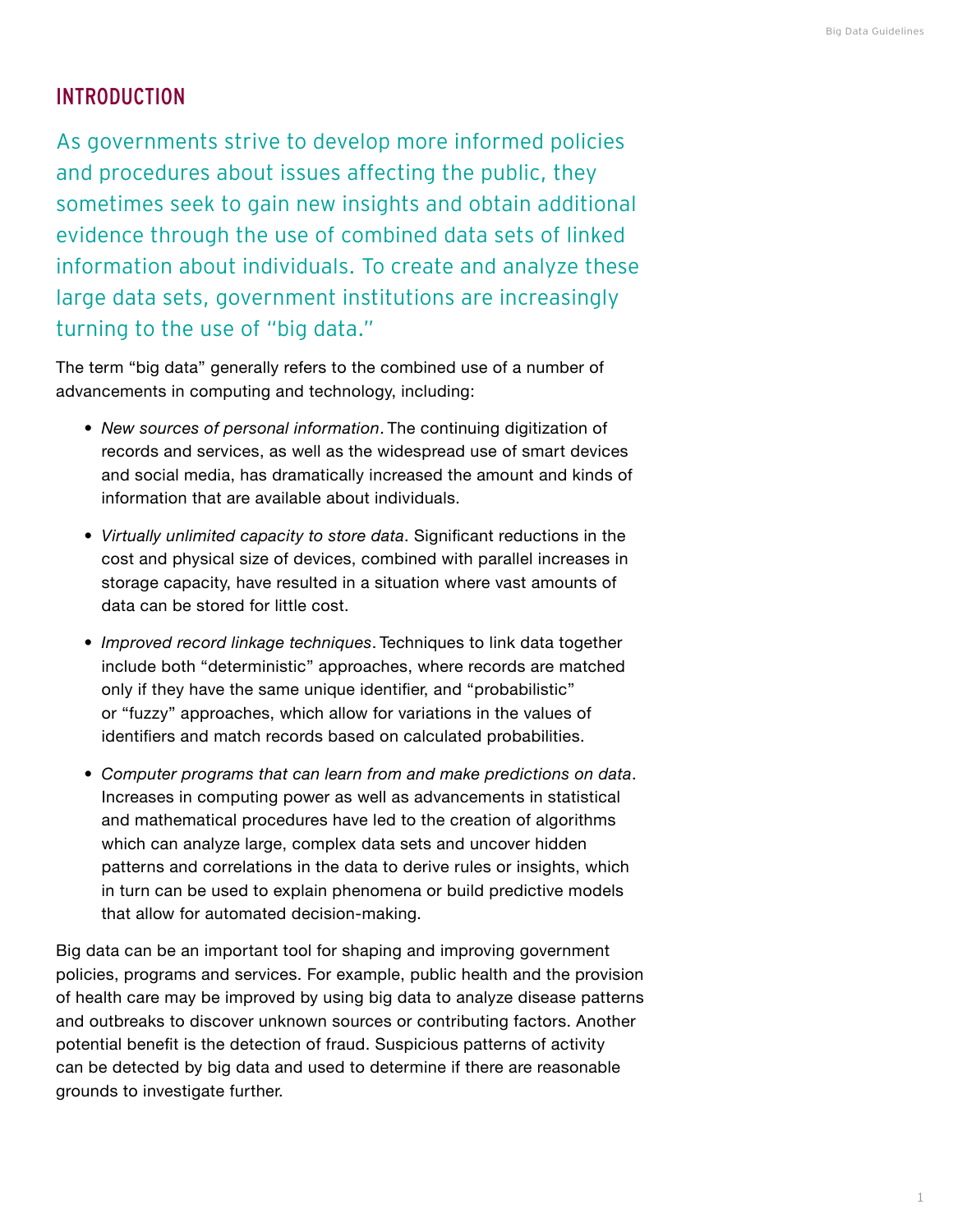## INTRODUCTION

As governments strive to develop more informed policies and procedures about issues affecting the public, they sometimes seek to gain new insights and obtain additional evidence through the use of combined data sets of linked information about individuals. To create and analyze these large data sets, government institutions are increasingly turning to the use of "big data."

The term "big data" generally refers to the combined use of a number of advancements in computing and technology, including:

- *New sources of personal information*. The continuing digitization of records and services, as well as the widespread use of smart devices and social media, has dramatically increased the amount and kinds of information that are available about individuals.
- *Virtually unlimited capacity to store data*. Significant reductions in the cost and physical size of devices, combined with parallel increases in storage capacity, have resulted in a situation where vast amounts of data can be stored for little cost.
- *Improved record linkage techniques*. Techniques to link data together include both "deterministic" approaches, where records are matched only if they have the same unique identifier, and "probabilistic" or "fuzzy" approaches, which allow for variations in the values of identifiers and match records based on calculated probabilities.
- *Computer programs that can learn from and make predictions on data*. Increases in computing power as well as advancements in statistical and mathematical procedures have led to the creation of algorithms which can analyze large, complex data sets and uncover hidden patterns and correlations in the data to derive rules or insights, which in turn can be used to explain phenomena or build predictive models that allow for automated decision-making.

Big data can be an important tool for shaping and improving government policies, programs and services. For example, public health and the provision of health care may be improved by using big data to analyze disease patterns and outbreaks to discover unknown sources or contributing factors. Another potential benefit is the detection of fraud. Suspicious patterns of activity can be detected by big data and used to determine if there are reasonable grounds to investigate further.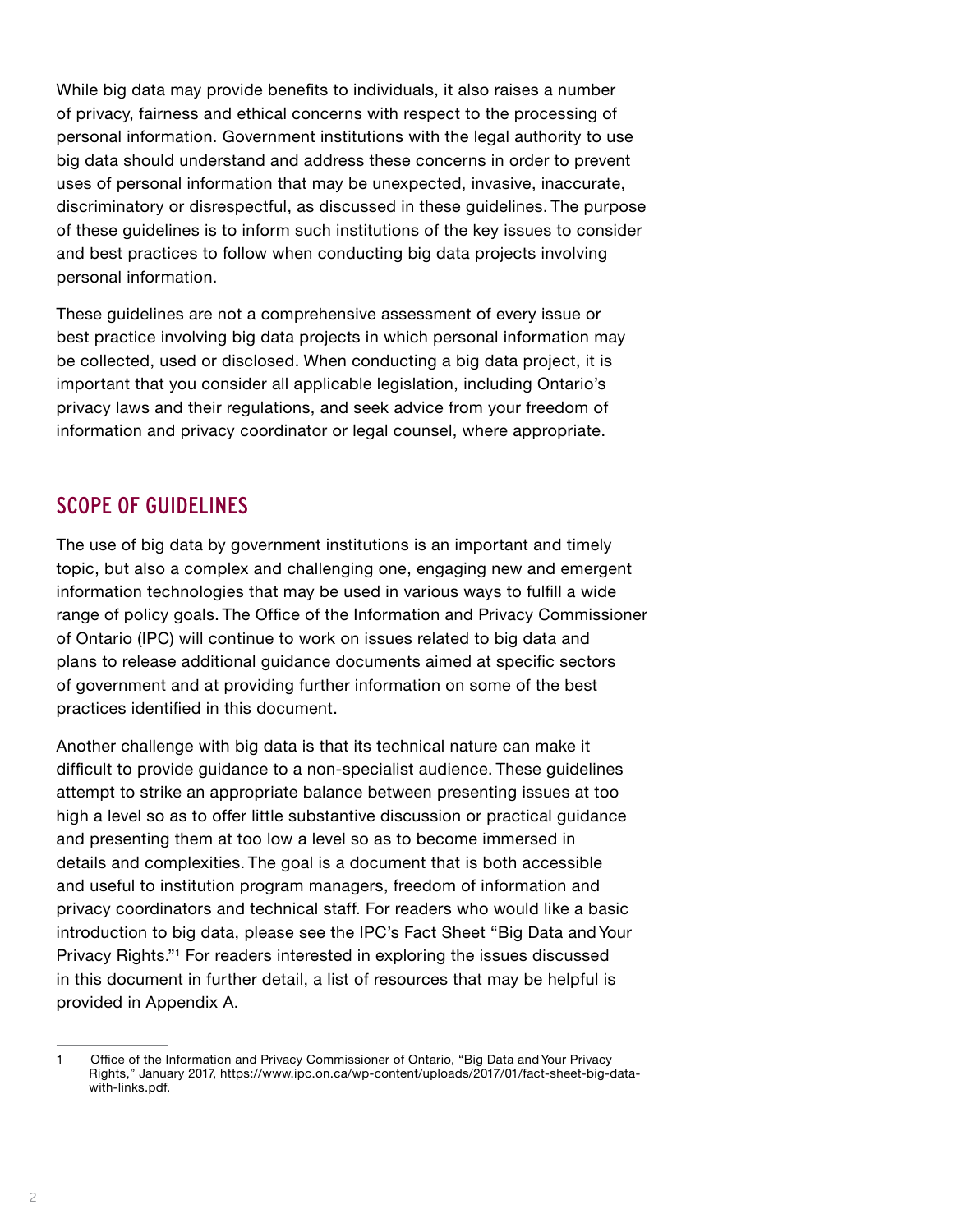While big data may provide benefits to individuals, it also raises a number of privacy, fairness and ethical concerns with respect to the processing of personal information. Government institutions with the legal authority to use big data should understand and address these concerns in order to prevent uses of personal information that may be unexpected, invasive, inaccurate, discriminatory or disrespectful, as discussed in these guidelines. The purpose of these guidelines is to inform such institutions of the key issues to consider and best practices to follow when conducting big data projects involving personal information.

These guidelines are not a comprehensive assessment of every issue or best practice involving big data projects in which personal information may be collected, used or disclosed. When conducting a big data project, it is important that you consider all applicable legislation, including Ontario's privacy laws and their regulations, and seek advice from your freedom of information and privacy coordinator or legal counsel, where appropriate.

## SCOPE OF GUIDELINES

The use of big data by government institutions is an important and timely topic, but also a complex and challenging one, engaging new and emergent information technologies that may be used in various ways to fulfill a wide range of policy goals. The Office of the Information and Privacy Commissioner of Ontario (IPC) will continue to work on issues related to big data and plans to release additional guidance documents aimed at specific sectors of government and at providing further information on some of the best practices identified in this document.

Another challenge with big data is that its technical nature can make it difficult to provide guidance to a non-specialist audience. These guidelines attempt to strike an appropriate balance between presenting issues at too high a level so as to offer little substantive discussion or practical guidance and presenting them at too low a level so as to become immersed in details and complexities. The goal is a document that is both accessible and useful to institution program managers, freedom of information and privacy coordinators and technical staff. For readers who would like a basic introduction to big data, please see the IPC's Fact Sheet "Big Data and Your Privacy Rights."[1] For readers interested in exploring the issues discussed in this document in further detail, a list of resources that may be helpful is provided in Appendix A.

---

1 Office of the Information and Privacy Commissioner of Ontario, "Big Data and Your Privacy Rights," January 2017, https://www.ipc.on.ca/wp-content/uploads/2017/01/fact-sheet-big-data-with-links.pdf.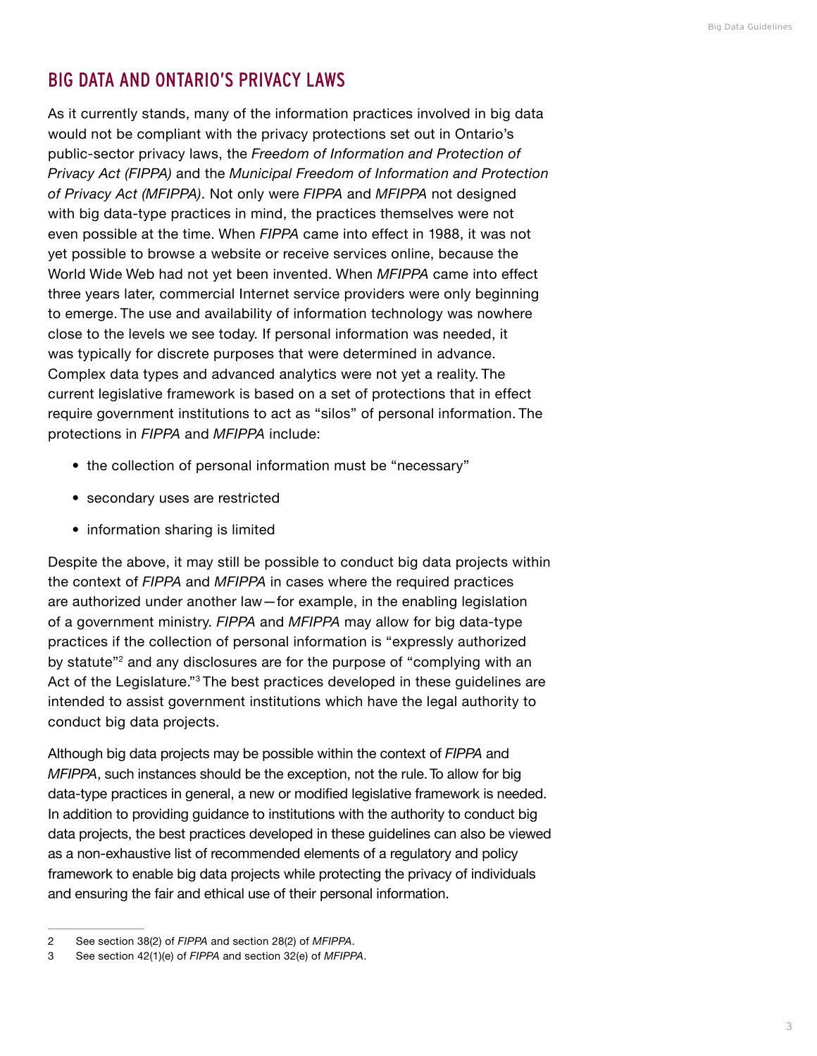## BIG DATA AND ONTARIO'S PRIVACY LAWS

As it currently stands, many of the information practices involved in big data would not be compliant with the privacy protections set out in Ontario's public-sector privacy laws, the *Freedom of Information and Protection of Privacy Act (FIPPA)* and the *Municipal Freedom of Information and Protection of Privacy Act (MFIPPA)*. Not only were *FIPPA* and *MFIPPA* not designed with big data-type practices in mind, the practices themselves were not even possible at the time. When *FIPPA* came into effect in 1988, it was not yet possible to browse a website or receive services online, because the World Wide Web had not yet been invented. When *MFIPPA* came into effect three years later, commercial Internet service providers were only beginning to emerge. The use and availability of information technology was nowhere close to the levels we see today. If personal information was needed, it was typically for discrete purposes that were determined in advance. Complex data types and advanced analytics were not yet a reality. The current legislative framework is based on a set of protections that in effect require government institutions to act as "silos" of personal information. The protections in *FIPPA* and *MFIPPA* include:

- the collection of personal information must be "necessary"
- secondary uses are restricted
- information sharing is limited

Despite the above, it may still be possible to conduct big data projects within the context of *FIPPA* and *MFIPPA* in cases where the required practices are authorized under another law—for example, in the enabling legislation of a government ministry. *FIPPA* and *MFIPPA* may allow for big data-type practices if the collection of personal information is "expressly authorized by statute"[2] and any disclosures are for the purpose of "complying with an Act of the Legislature."[3] The best practices developed in these guidelines are intended to assist government institutions which have the legal authority to conduct big data projects.

Although big data projects may be possible within the context of *FIPPA* and *MFIPPA*, such instances should be the exception, not the rule. To allow for big data-type practices in general, a new or modified legislative framework is needed. In addition to providing guidance to institutions with the authority to conduct big data projects, the best practices developed in these guidelines can also be viewed as a non-exhaustive list of recommended elements of a regulatory and policy framework to enable big data projects while protecting the privacy of individuals and ensuring the fair and ethical use of their personal information.

---

2 See section 38(2) of *FIPPA* and section 28(2) of *MFIPPA*.

3 See section 42(1)(e) of *FIPPA* and section 32(e) of *MFIPPA*.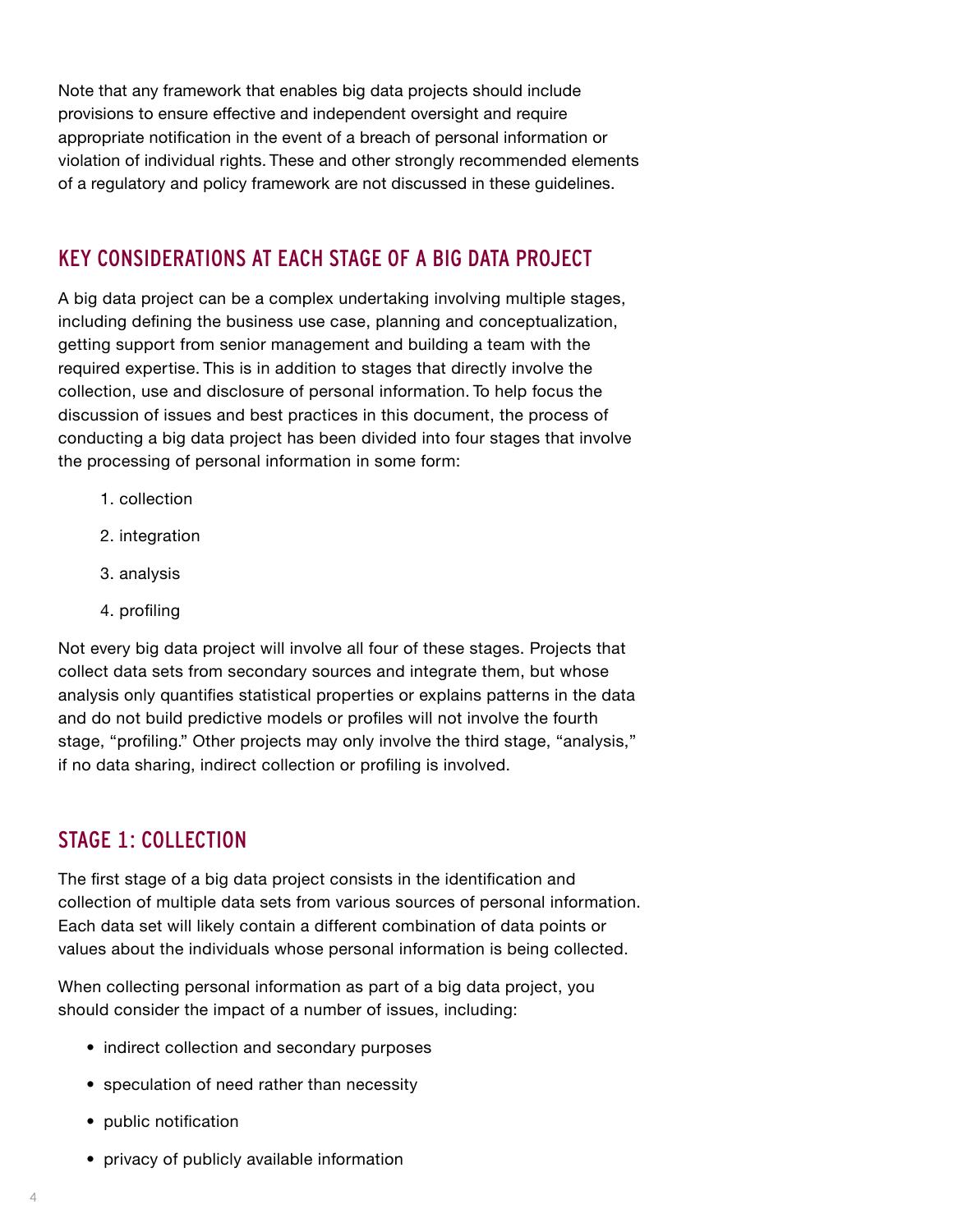Note that any framework that enables big data projects should include provisions to ensure effective and independent oversight and require appropriate notification in the event of a breach of personal information or violation of individual rights. These and other strongly recommended elements of a regulatory and policy framework are not discussed in these guidelines.

## KEY CONSIDERATIONS AT EACH STAGE OF A BIG DATA PROJECT

A big data project can be a complex undertaking involving multiple stages, including defining the business use case, planning and conceptualization, getting support from senior management and building a team with the required expertise. This is in addition to stages that directly involve the collection, use and disclosure of personal information. To help focus the discussion of issues and best practices in this document, the process of conducting a big data project has been divided into four stages that involve the processing of personal information in some form:

1. collection
2. integration
3. analysis
4. profiling

Not every big data project will involve all four of these stages. Projects that collect data sets from secondary sources and integrate them, but whose analysis only quantifies statistical properties or explains patterns in the data and do not build predictive models or profiles will not involve the fourth stage, "profiling." Other projects may only involve the third stage, "analysis," if no data sharing, indirect collection or profiling is involved.

## STAGE 1: COLLECTION

The first stage of a big data project consists in the identification and collection of multiple data sets from various sources of personal information. Each data set will likely contain a different combination of data points or values about the individuals whose personal information is being collected.

When collecting personal information as part of a big data project, you should consider the impact of a number of issues, including:

- indirect collection and secondary purposes
- speculation of need rather than necessity
- public notification
- privacy of publicly available information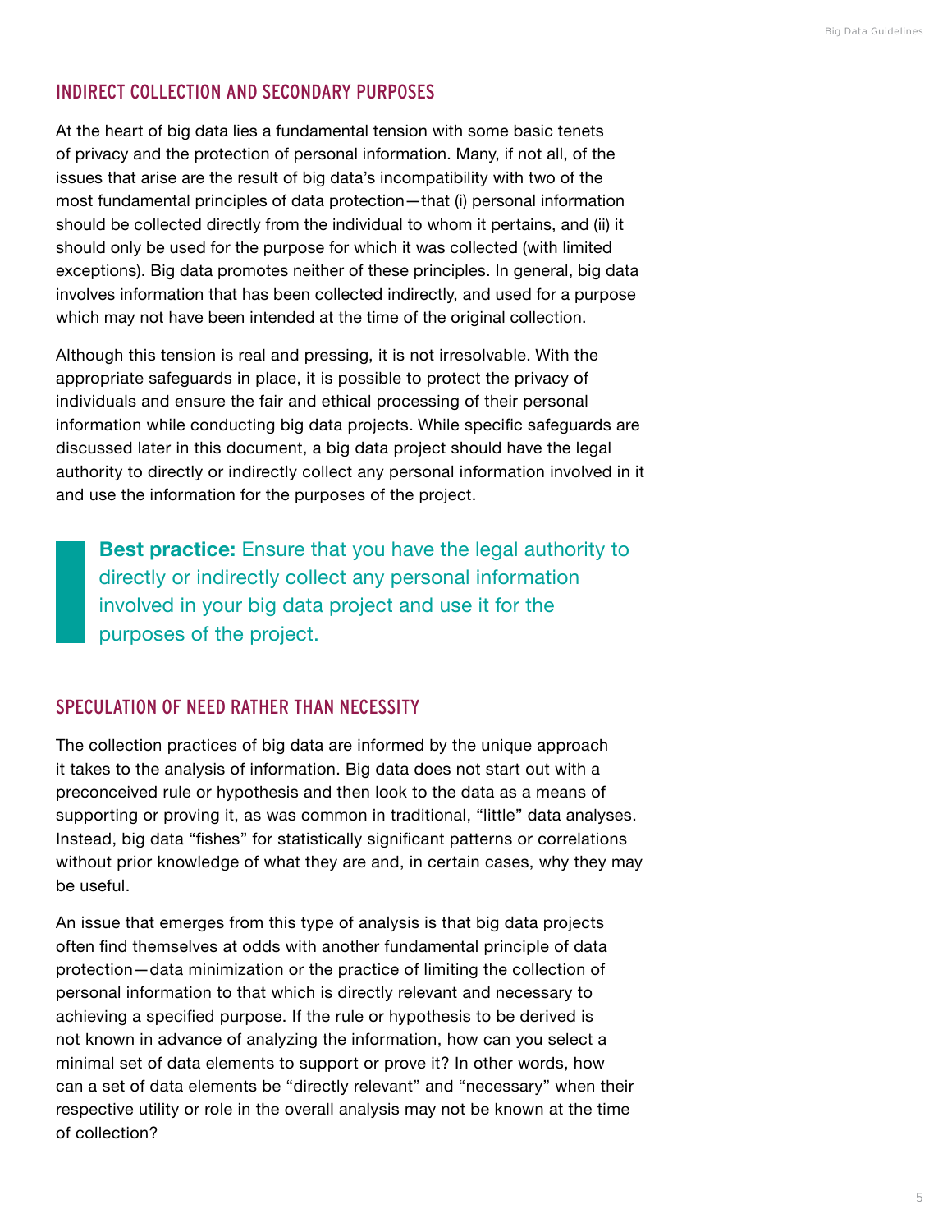## INDIRECT COLLECTION AND SECONDARY PURPOSES

At the heart of big data lies a fundamental tension with some basic tenets of privacy and the protection of personal information. Many, if not all, of the issues that arise are the result of big data's incompatibility with two of the most fundamental principles of data protection—that (i) personal information should be collected directly from the individual to whom it pertains, and (ii) it should only be used for the purpose for which it was collected (with limited exceptions). Big data promotes neither of these principles. In general, big data involves information that has been collected indirectly, and used for a purpose which may not have been intended at the time of the original collection.

Although this tension is real and pressing, it is not irresolvable. With the appropriate safeguards in place, it is possible to protect the privacy of individuals and ensure the fair and ethical processing of their personal information while conducting big data projects. While specific safeguards are discussed later in this document, a big data project should have the legal authority to directly or indirectly collect any personal information involved in it and use the information for the purposes of the project.

> **Best practice:** Ensure that you have the legal authority to directly or indirectly collect any personal information involved in your big data project and use it for the purposes of the project.

## SPECULATION OF NEED RATHER THAN NECESSITY

The collection practices of big data are informed by the unique approach it takes to the analysis of information. Big data does not start out with a preconceived rule or hypothesis and then look to the data as a means of supporting or proving it, as was common in traditional, "little" data analyses. Instead, big data "fishes" for statistically significant patterns or correlations without prior knowledge of what they are and, in certain cases, why they may be useful.

An issue that emerges from this type of analysis is that big data projects often find themselves at odds with another fundamental principle of data protection—data minimization or the practice of limiting the collection of personal information to that which is directly relevant and necessary to achieving a specified purpose. If the rule or hypothesis to be derived is not known in advance of analyzing the information, how can you select a minimal set of data elements to support or prove it? In other words, how can a set of data elements be "directly relevant" and "necessary" when their respective utility or role in the overall analysis may not be known at the time of collection?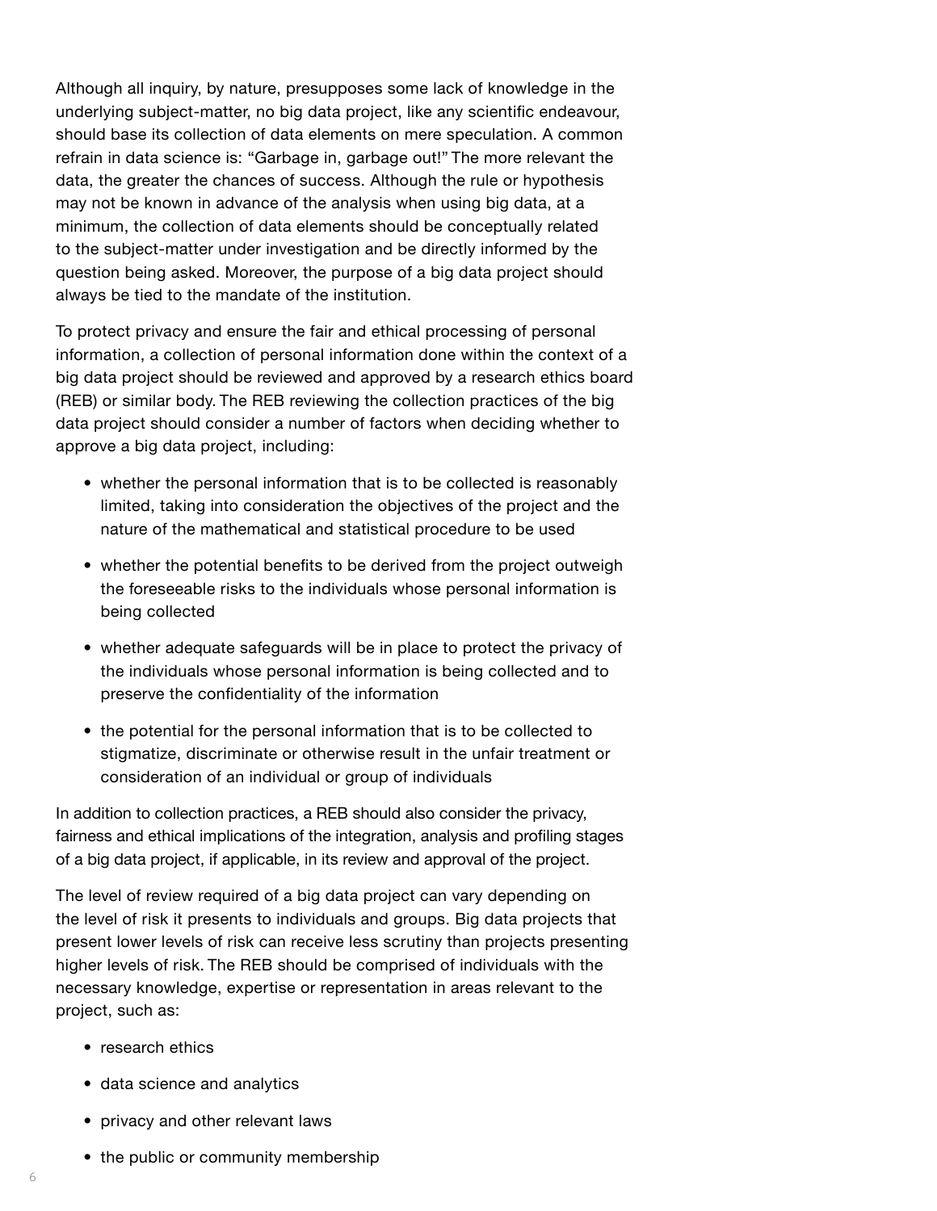Although all inquiry, by nature, presupposes some lack of knowledge in the underlying subject-matter, no big data project, like any scientific endeavour, should base its collection of data elements on mere speculation. A common refrain in data science is: "Garbage in, garbage out!" The more relevant the data, the greater the chances of success. Although the rule or hypothesis may not be known in advance of the analysis when using big data, at a minimum, the collection of data elements should be conceptually related to the subject-matter under investigation and be directly informed by the question being asked. Moreover, the purpose of a big data project should always be tied to the mandate of the institution.

To protect privacy and ensure the fair and ethical processing of personal information, a collection of personal information done within the context of a big data project should be reviewed and approved by a research ethics board (REB) or similar body. The REB reviewing the collection practices of the big data project should consider a number of factors when deciding whether to approve a big data project, including:

- whether the personal information that is to be collected is reasonably limited, taking into consideration the objectives of the project and the nature of the mathematical and statistical procedure to be used
- whether the potential benefits to be derived from the project outweigh the foreseeable risks to the individuals whose personal information is being collected
- whether adequate safeguards will be in place to protect the privacy of the individuals whose personal information is being collected and to preserve the confidentiality of the information
- the potential for the personal information that is to be collected to stigmatize, discriminate or otherwise result in the unfair treatment or consideration of an individual or group of individuals

In addition to collection practices, a REB should also consider the privacy, fairness and ethical implications of the integration, analysis and profiling stages of a big data project, if applicable, in its review and approval of the project.

The level of review required of a big data project can vary depending on the level of risk it presents to individuals and groups. Big data projects that present lower levels of risk can receive less scrutiny than projects presenting higher levels of risk. The REB should be comprised of individuals with the necessary knowledge, expertise or representation in areas relevant to the project, such as:

- research ethics
- data science and analytics
- privacy and other relevant laws
- the public or community membership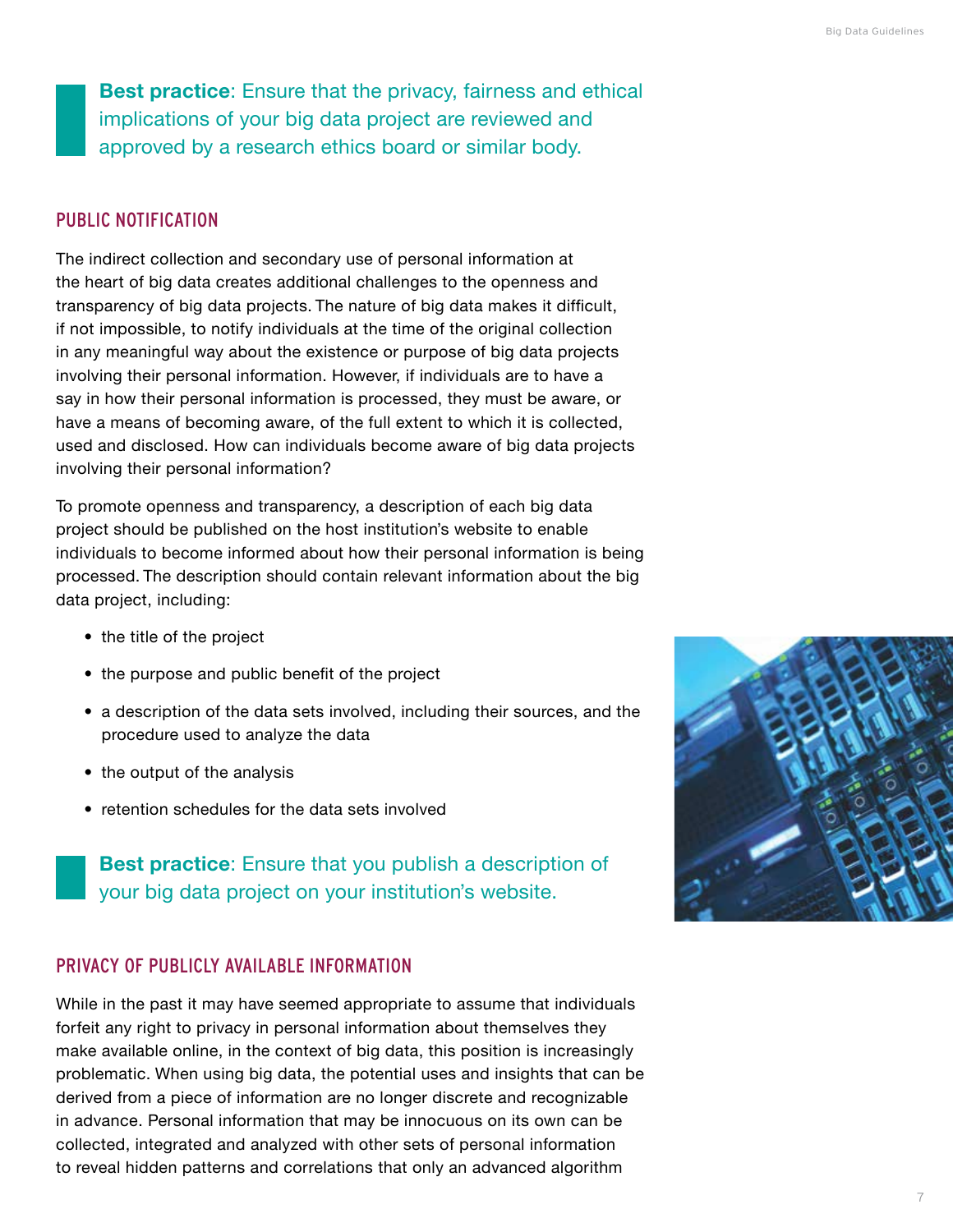**Best practice**: Ensure that the privacy, fairness and ethical implications of your big data project are reviewed and approved by a research ethics board or similar body.

## PUBLIC NOTIFICATION

The indirect collection and secondary use of personal information at the heart of big data creates additional challenges to the openness and transparency of big data projects. The nature of big data makes it difficult, if not impossible, to notify individuals at the time of the original collection in any meaningful way about the existence or purpose of big data projects involving their personal information. However, if individuals are to have a say in how their personal information is processed, they must be aware, or have a means of becoming aware, of the full extent to which it is collected, used and disclosed. How can individuals become aware of big data projects involving their personal information?

To promote openness and transparency, a description of each big data project should be published on the host institution's website to enable individuals to become informed about how their personal information is being processed. The description should contain relevant information about the big data project, including:

- the title of the project
- the purpose and public benefit of the project
- a description of the data sets involved, including their sources, and the procedure used to analyze the data
- the output of the analysis
- retention schedules for the data sets involved

**Best practice**: Ensure that you publish a description of your big data project on your institution's website.

## PRIVACY OF PUBLICLY AVAILABLE INFORMATION

While in the past it may have seemed appropriate to assume that individuals forfeit any right to privacy in personal information about themselves they make available online, in the context of big data, this position is increasingly problematic. When using big data, the potential uses and insights that can be derived from a piece of information are no longer discrete and recognizable in advance. Personal information that may be innocuous on its own can be collected, integrated and analyzed with other sets of personal information to reveal hidden patterns and correlations that only an advanced algorithm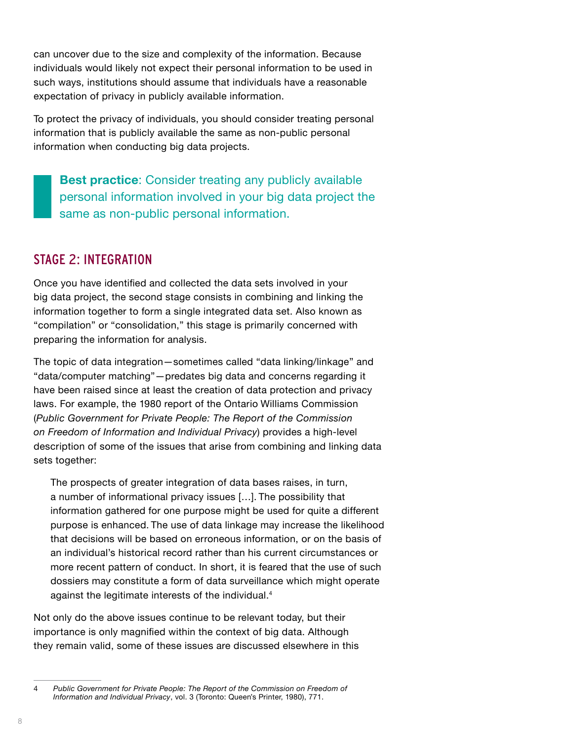can uncover due to the size and complexity of the information. Because individuals would likely not expect their personal information to be used in such ways, institutions should assume that individuals have a reasonable expectation of privacy in publicly available information.

To protect the privacy of individuals, you should consider treating personal information that is publicly available the same as non-public personal information when conducting big data projects.

> **Best practice**: Consider treating any publicly available personal information involved in your big data project the same as non-public personal information.

## STAGE 2: INTEGRATION

Once you have identified and collected the data sets involved in your big data project, the second stage consists in combining and linking the information together to form a single integrated data set. Also known as "compilation" or "consolidation," this stage is primarily concerned with preparing the information for analysis.

The topic of data integration—sometimes called "data linking/linkage" and "data/computer matching"—predates big data and concerns regarding it have been raised since at least the creation of data protection and privacy laws. For example, the 1980 report of the Ontario Williams Commission (*Public Government for Private People: The Report of the Commission on Freedom of Information and Individual Privacy*) provides a high-level description of some of the issues that arise from combining and linking data sets together:

> The prospects of greater integration of data bases raises, in turn, a number of informational privacy issues [...]. The possibility that information gathered for one purpose might be used for quite a different purpose is enhanced. The use of data linkage may increase the likelihood that decisions will be based on erroneous information, or on the basis of an individual's historical record rather than his current circumstances or more recent pattern of conduct. In short, it is feared that the use of such dossiers may constitute a form of data surveillance which might operate against the legitimate interests of the individual.[4]

Not only do the above issues continue to be relevant today, but their importance is only magnified within the context of big data. Although they remain valid, some of these issues are discussed elsewhere in this

---

4 *Public Government for Private People: The Report of the Commission on Freedom of Information and Individual Privacy*, vol. 3 (Toronto: Queen's Printer, 1980), 771.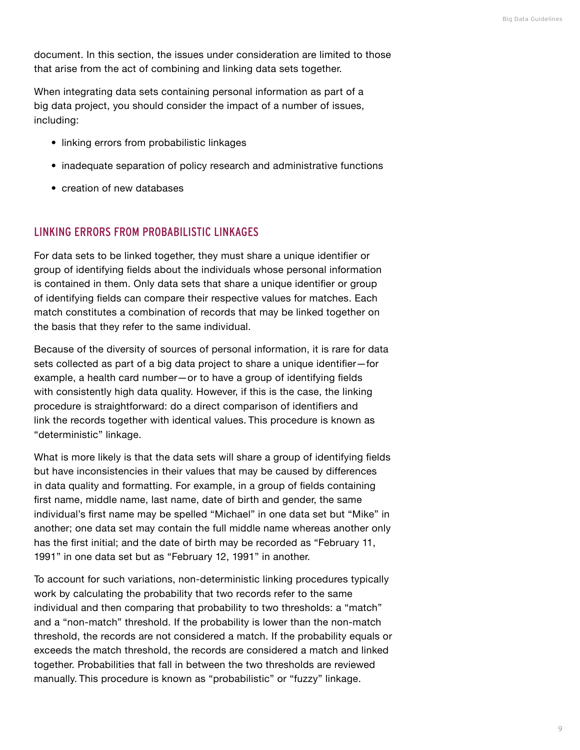document. In this section, the issues under consideration are limited to those that arise from the act of combining and linking data sets together.

When integrating data sets containing personal information as part of a big data project, you should consider the impact of a number of issues, including:

- linking errors from probabilistic linkages
- inadequate separation of policy research and administrative functions
- creation of new databases

## LINKING ERRORS FROM PROBABILISTIC LINKAGES

For data sets to be linked together, they must share a unique identifier or group of identifying fields about the individuals whose personal information is contained in them. Only data sets that share a unique identifier or group of identifying fields can compare their respective values for matches. Each match constitutes a combination of records that may be linked together on the basis that they refer to the same individual.

Because of the diversity of sources of personal information, it is rare for data sets collected as part of a big data project to share a unique identifier—for example, a health card number—or to have a group of identifying fields with consistently high data quality. However, if this is the case, the linking procedure is straightforward: do a direct comparison of identifiers and link the records together with identical values. This procedure is known as "deterministic" linkage.

What is more likely is that the data sets will share a group of identifying fields but have inconsistencies in their values that may be caused by differences in data quality and formatting. For example, in a group of fields containing first name, middle name, last name, date of birth and gender, the same individual's first name may be spelled "Michael" in one data set but "Mike" in another; one data set may contain the full middle name whereas another only has the first initial; and the date of birth may be recorded as "February 11, 1991" in one data set but as "February 12, 1991" in another.

To account for such variations, non-deterministic linking procedures typically work by calculating the probability that two records refer to the same individual and then comparing that probability to two thresholds: a "match" and a "non-match" threshold. If the probability is lower than the non-match threshold, the records are not considered a match. If the probability equals or exceeds the match threshold, the records are considered a match and linked together. Probabilities that fall in between the two thresholds are reviewed manually. This procedure is known as "probabilistic" or "fuzzy" linkage.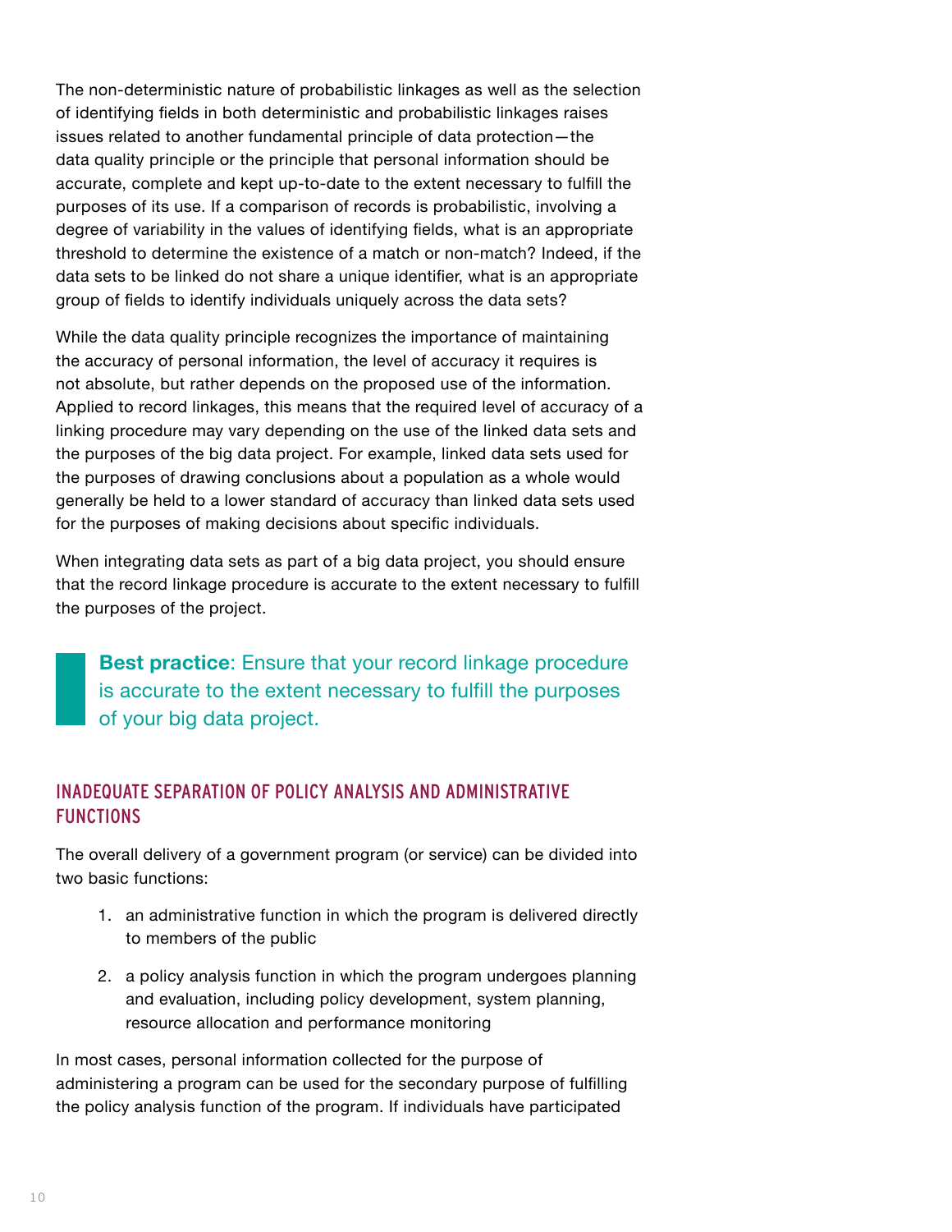The non-deterministic nature of probabilistic linkages as well as the selection of identifying fields in both deterministic and probabilistic linkages raises issues related to another fundamental principle of data protection—the data quality principle or the principle that personal information should be accurate, complete and kept up-to-date to the extent necessary to fulfill the purposes of its use. If a comparison of records is probabilistic, involving a degree of variability in the values of identifying fields, what is an appropriate threshold to determine the existence of a match or non-match? Indeed, if the data sets to be linked do not share a unique identifier, what is an appropriate group of fields to identify individuals uniquely across the data sets?

While the data quality principle recognizes the importance of maintaining the accuracy of personal information, the level of accuracy it requires is not absolute, but rather depends on the proposed use of the information. Applied to record linkages, this means that the required level of accuracy of a linking procedure may vary depending on the use of the linked data sets and the purposes of the big data project. For example, linked data sets used for the purposes of drawing conclusions about a population as a whole would generally be held to a lower standard of accuracy than linked data sets used for the purposes of making decisions about specific individuals.

When integrating data sets as part of a big data project, you should ensure that the record linkage procedure is accurate to the extent necessary to fulfill the purposes of the project.

> **Best practice**: Ensure that your record linkage procedure is accurate to the extent necessary to fulfill the purposes of your big data project.

## INADEQUATE SEPARATION OF POLICY ANALYSIS AND ADMINISTRATIVE FUNCTIONS

The overall delivery of a government program (or service) can be divided into two basic functions:

1. an administrative function in which the program is delivered directly to members of the public
2. a policy analysis function in which the program undergoes planning and evaluation, including policy development, system planning, resource allocation and performance monitoring

In most cases, personal information collected for the purpose of administering a program can be used for the secondary purpose of fulfilling the policy analysis function of the program. If individuals have participated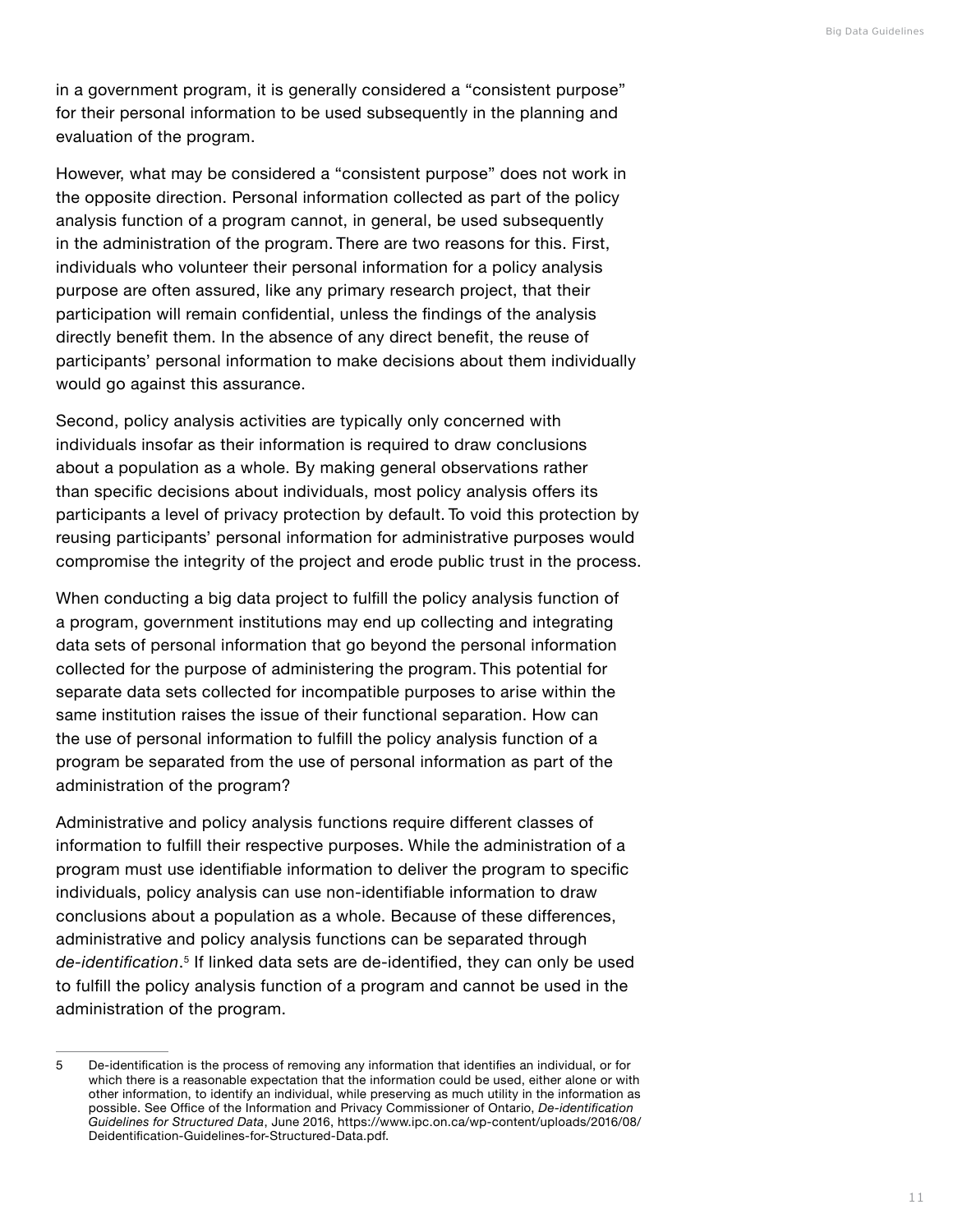in a government program, it is generally considered a "consistent purpose" for their personal information to be used subsequently in the planning and evaluation of the program.

However, what may be considered a "consistent purpose" does not work in the opposite direction. Personal information collected as part of the policy analysis function of a program cannot, in general, be used subsequently in the administration of the program. There are two reasons for this. First, individuals who volunteer their personal information for a policy analysis purpose are often assured, like any primary research project, that their participation will remain confidential, unless the findings of the analysis directly benefit them. In the absence of any direct benefit, the reuse of participants' personal information to make decisions about them individually would go against this assurance.

Second, policy analysis activities are typically only concerned with individuals insofar as their information is required to draw conclusions about a population as a whole. By making general observations rather than specific decisions about individuals, most policy analysis offers its participants a level of privacy protection by default. To void this protection by reusing participants' personal information for administrative purposes would compromise the integrity of the project and erode public trust in the process.

When conducting a big data project to fulfill the policy analysis function of a program, government institutions may end up collecting and integrating data sets of personal information that go beyond the personal information collected for the purpose of administering the program. This potential for separate data sets collected for incompatible purposes to arise within the same institution raises the issue of their functional separation. How can the use of personal information to fulfill the policy analysis function of a program be separated from the use of personal information as part of the administration of the program?

Administrative and policy analysis functions require different classes of information to fulfill their respective purposes. While the administration of a program must use identifiable information to deliver the program to specific individuals, policy analysis can use non-identifiable information to draw conclusions about a population as a whole. Because of these differences, administrative and policy analysis functions can be separated through *de-identification*.[5] If linked data sets are de-identified, they can only be used to fulfill the policy analysis function of a program and cannot be used in the administration of the program.

---

5 De-identification is the process of removing any information that identifies an individual, or for which there is a reasonable expectation that the information could be used, either alone or with other information, to identify an individual, while preserving as much utility in the information as possible. See Office of the Information and Privacy Commissioner of Ontario, *De-identification Guidelines for Structured Data*, June 2016, https://www.ipc.on.ca/wp-content/uploads/2016/08/Deidentification-Guidelines-for-Structured-Data.pdf.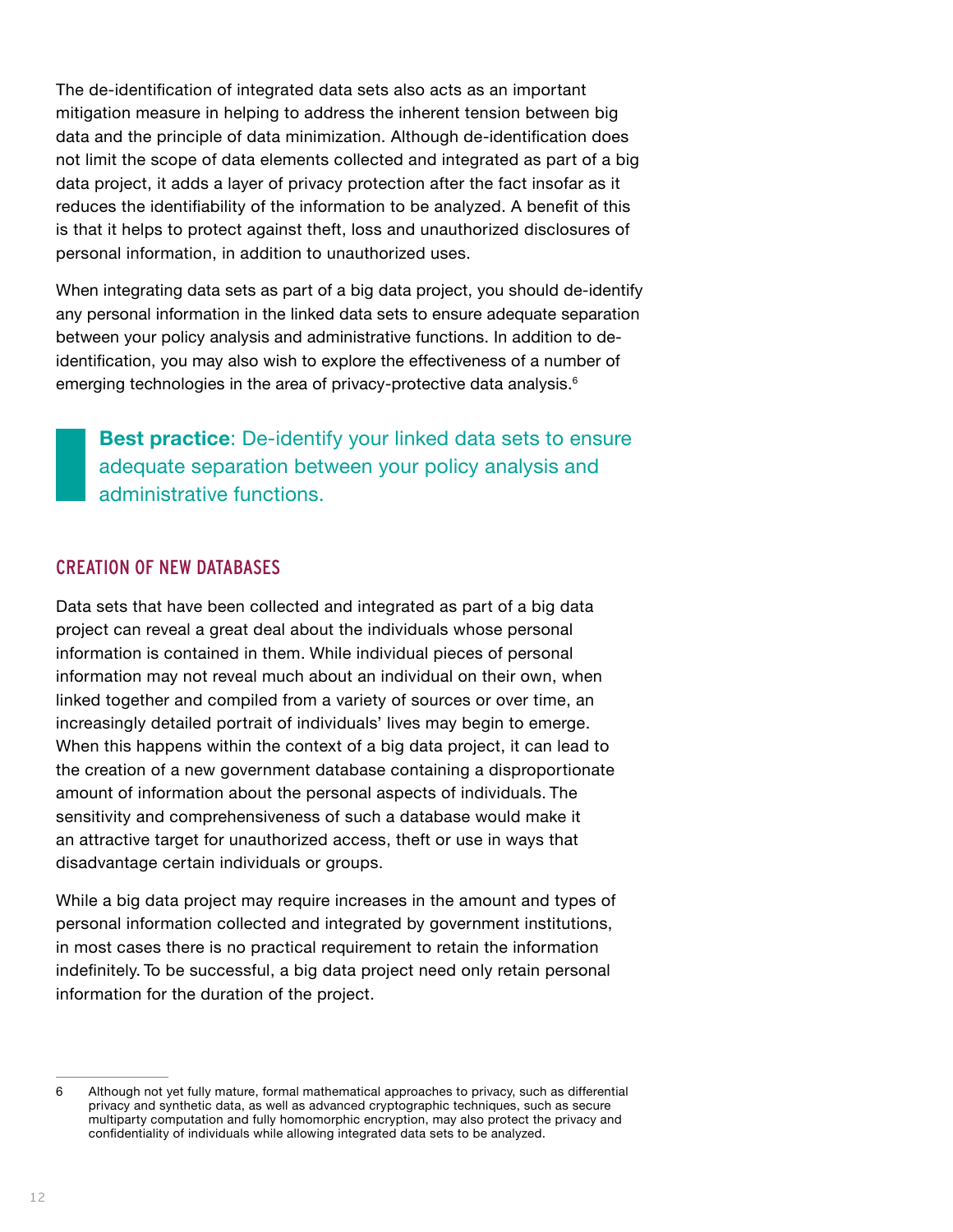The de-identification of integrated data sets also acts as an important mitigation measure in helping to address the inherent tension between big data and the principle of data minimization. Although de-identification does not limit the scope of data elements collected and integrated as part of a big data project, it adds a layer of privacy protection after the fact insofar as it reduces the identifiability of the information to be analyzed. A benefit of this is that it helps to protect against theft, loss and unauthorized disclosures of personal information, in addition to unauthorized uses.

When integrating data sets as part of a big data project, you should de-identify any personal information in the linked data sets to ensure adequate separation between your policy analysis and administrative functions. In addition to de-identification, you may also wish to explore the effectiveness of a number of emerging technologies in the area of privacy-protective data analysis.[6]

> **Best practice**: De-identify your linked data sets to ensure adequate separation between your policy analysis and administrative functions.

## CREATION OF NEW DATABASES

Data sets that have been collected and integrated as part of a big data project can reveal a great deal about the individuals whose personal information is contained in them. While individual pieces of personal information may not reveal much about an individual on their own, when linked together and compiled from a variety of sources or over time, an increasingly detailed portrait of individuals' lives may begin to emerge. When this happens within the context of a big data project, it can lead to the creation of a new government database containing a disproportionate amount of information about the personal aspects of individuals. The sensitivity and comprehensiveness of such a database would make it an attractive target for unauthorized access, theft or use in ways that disadvantage certain individuals or groups.

While a big data project may require increases in the amount and types of personal information collected and integrated by government institutions, in most cases there is no practical requirement to retain the information indefinitely. To be successful, a big data project need only retain personal information for the duration of the project.

---

6 Although not yet fully mature, formal mathematical approaches to privacy, such as differential privacy and synthetic data, as well as advanced cryptographic techniques, such as secure multiparty computation and fully homomorphic encryption, may also protect the privacy and confidentiality of individuals while allowing integrated data sets to be analyzed.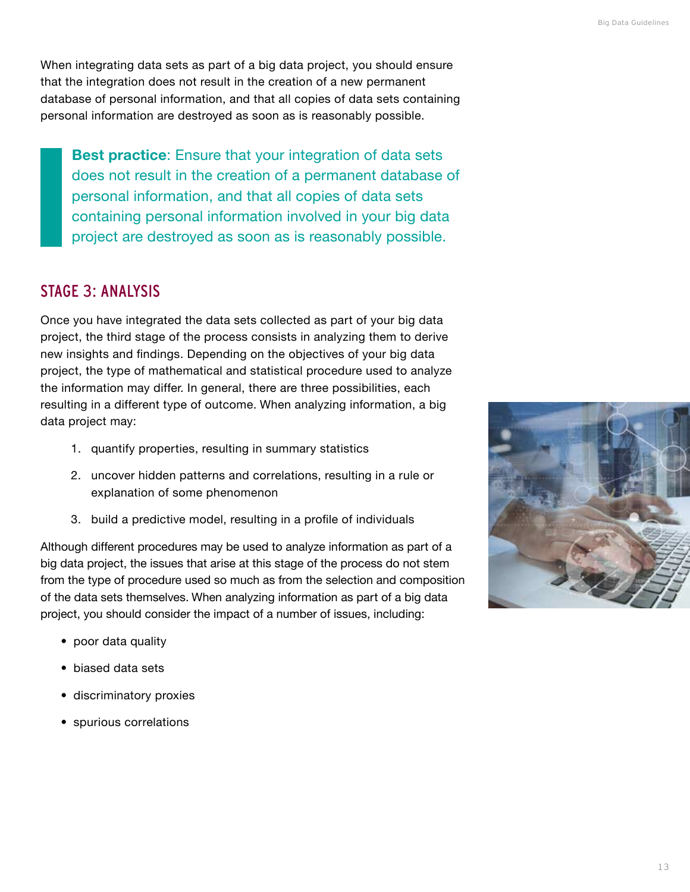When integrating data sets as part of a big data project, you should ensure that the integration does not result in the creation of a new permanent database of personal information, and that all copies of data sets containing personal information are destroyed as soon as is reasonably possible.

> **Best practice**: Ensure that your integration of data sets does not result in the creation of a permanent database of personal information, and that all copies of data sets containing personal information involved in your big data project are destroyed as soon as is reasonably possible.

## STAGE 3: ANALYSIS

Once you have integrated the data sets collected as part of your big data project, the third stage of the process consists in analyzing them to derive new insights and findings. Depending on the objectives of your big data project, the type of mathematical and statistical procedure used to analyze the information may differ. In general, there are three possibilities, each resulting in a different type of outcome. When analyzing information, a big data project may:

1. quantify properties, resulting in summary statistics
2. uncover hidden patterns and correlations, resulting in a rule or explanation of some phenomenon
3. build a predictive model, resulting in a profile of individuals

Although different procedures may be used to analyze information as part of a big data project, the issues that arise at this stage of the process do not stem from the type of procedure used so much as from the selection and composition of the data sets themselves. When analyzing information as part of a big data project, you should consider the impact of a number of issues, including:

- poor data quality
- biased data sets
- discriminatory proxies
- spurious correlations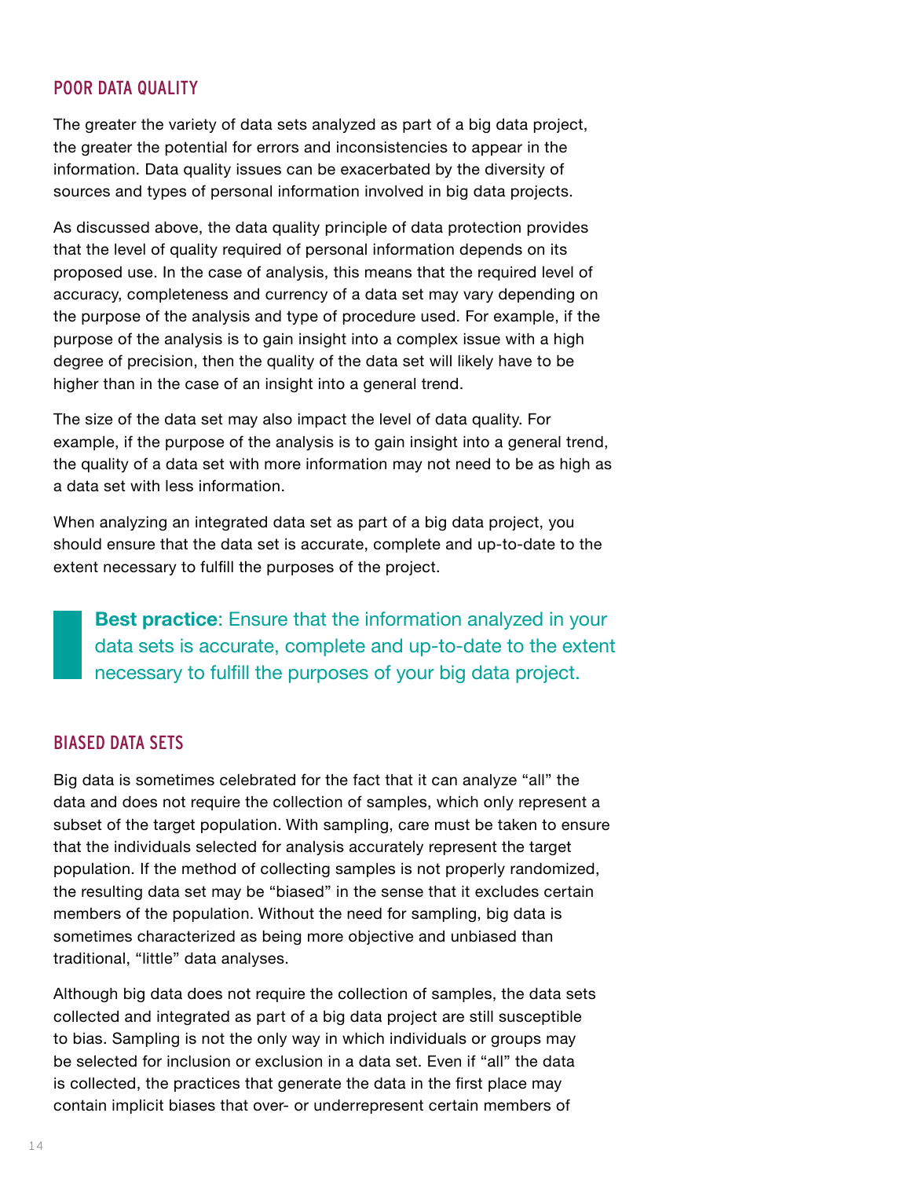## POOR DATA QUALITY

The greater the variety of data sets analyzed as part of a big data project, the greater the potential for errors and inconsistencies to appear in the information. Data quality issues can be exacerbated by the diversity of sources and types of personal information involved in big data projects.

As discussed above, the data quality principle of data protection provides that the level of quality required of personal information depends on its proposed use. In the case of analysis, this means that the required level of accuracy, completeness and currency of a data set may vary depending on the purpose of the analysis and type of procedure used. For example, if the purpose of the analysis is to gain insight into a complex issue with a high degree of precision, then the quality of the data set will likely have to be higher than in the case of an insight into a general trend.

The size of the data set may also impact the level of data quality. For example, if the purpose of the analysis is to gain insight into a general trend, the quality of a data set with more information may not need to be as high as a data set with less information.

When analyzing an integrated data set as part of a big data project, you should ensure that the data set is accurate, complete and up-to-date to the extent necessary to fulfill the purposes of the project.

> **Best practice**: Ensure that the information analyzed in your data sets is accurate, complete and up-to-date to the extent necessary to fulfill the purposes of your big data project.

## BIASED DATA SETS

Big data is sometimes celebrated for the fact that it can analyze "all" the data and does not require the collection of samples, which only represent a subset of the target population. With sampling, care must be taken to ensure that the individuals selected for analysis accurately represent the target population. If the method of collecting samples is not properly randomized, the resulting data set may be "biased" in the sense that it excludes certain members of the population. Without the need for sampling, big data is sometimes characterized as being more objective and unbiased than traditional, "little" data analyses.

Although big data does not require the collection of samples, the data sets collected and integrated as part of a big data project are still susceptible to bias. Sampling is not the only way in which individuals or groups may be selected for inclusion or exclusion in a data set. Even if "all" the data is collected, the practices that generate the data in the first place may contain implicit biases that over- or underrepresent certain members of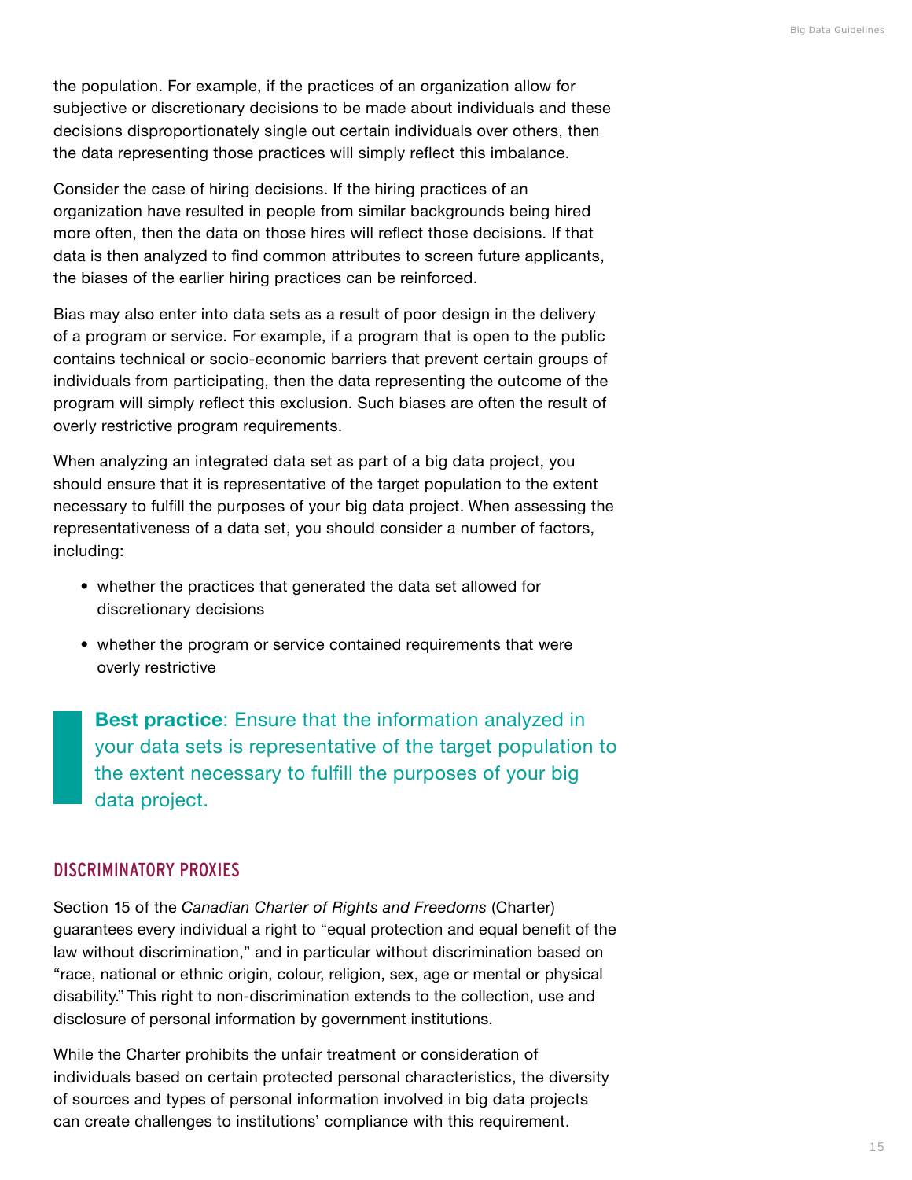the population. For example, if the practices of an organization allow for subjective or discretionary decisions to be made about individuals and these decisions disproportionately single out certain individuals over others, then the data representing those practices will simply reflect this imbalance.

Consider the case of hiring decisions. If the hiring practices of an organization have resulted in people from similar backgrounds being hired more often, then the data on those hires will reflect those decisions. If that data is then analyzed to find common attributes to screen future applicants, the biases of the earlier hiring practices can be reinforced.

Bias may also enter into data sets as a result of poor design in the delivery of a program or service. For example, if a program that is open to the public contains technical or socio-economic barriers that prevent certain groups of individuals from participating, then the data representing the outcome of the program will simply reflect this exclusion. Such biases are often the result of overly restrictive program requirements.

When analyzing an integrated data set as part of a big data project, you should ensure that it is representative of the target population to the extent necessary to fulfill the purposes of your big data project. When assessing the representativeness of a data set, you should consider a number of factors, including:

- whether the practices that generated the data set allowed for discretionary decisions
- whether the program or service contained requirements that were overly restrictive

> **Best practice**: Ensure that the information analyzed in your data sets is representative of the target population to the extent necessary to fulfill the purposes of your big data project.

## DISCRIMINATORY PROXIES

Section 15 of the *Canadian Charter of Rights and Freedoms* (Charter) guarantees every individual a right to "equal protection and equal benefit of the law without discrimination," and in particular without discrimination based on "race, national or ethnic origin, colour, religion, sex, age or mental or physical disability." This right to non-discrimination extends to the collection, use and disclosure of personal information by government institutions.

While the Charter prohibits the unfair treatment or consideration of individuals based on certain protected personal characteristics, the diversity of sources and types of personal information involved in big data projects can create challenges to institutions' compliance with this requirement.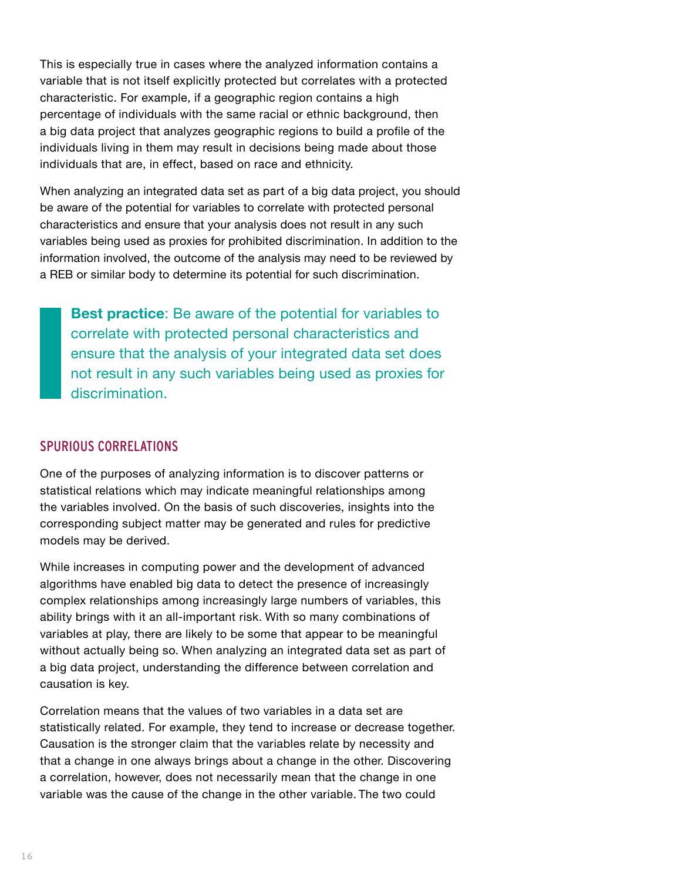This is especially true in cases where the analyzed information contains a variable that is not itself explicitly protected but correlates with a protected characteristic. For example, if a geographic region contains a high percentage of individuals with the same racial or ethnic background, then a big data project that analyzes geographic regions to build a profile of the individuals living in them may result in decisions being made about those individuals that are, in effect, based on race and ethnicity.

When analyzing an integrated data set as part of a big data project, you should be aware of the potential for variables to correlate with protected personal characteristics and ensure that your analysis does not result in any such variables being used as proxies for prohibited discrimination. In addition to the information involved, the outcome of the analysis may need to be reviewed by a REB or similar body to determine its potential for such discrimination.

> **Best practice**: Be aware of the potential for variables to correlate with protected personal characteristics and ensure that the analysis of your integrated data set does not result in any such variables being used as proxies for discrimination.

## SPURIOUS CORRELATIONS

One of the purposes of analyzing information is to discover patterns or statistical relations which may indicate meaningful relationships among the variables involved. On the basis of such discoveries, insights into the corresponding subject matter may be generated and rules for predictive models may be derived.

While increases in computing power and the development of advanced algorithms have enabled big data to detect the presence of increasingly complex relationships among increasingly large numbers of variables, this ability brings with it an all-important risk. With so many combinations of variables at play, there are likely to be some that appear to be meaningful without actually being so. When analyzing an integrated data set as part of a big data project, understanding the difference between correlation and causation is key.

Correlation means that the values of two variables in a data set are statistically related. For example, they tend to increase or decrease together. Causation is the stronger claim that the variables relate by necessity and that a change in one always brings about a change in the other. Discovering a correlation, however, does not necessarily mean that the change in one variable was the cause of the change in the other variable. The two could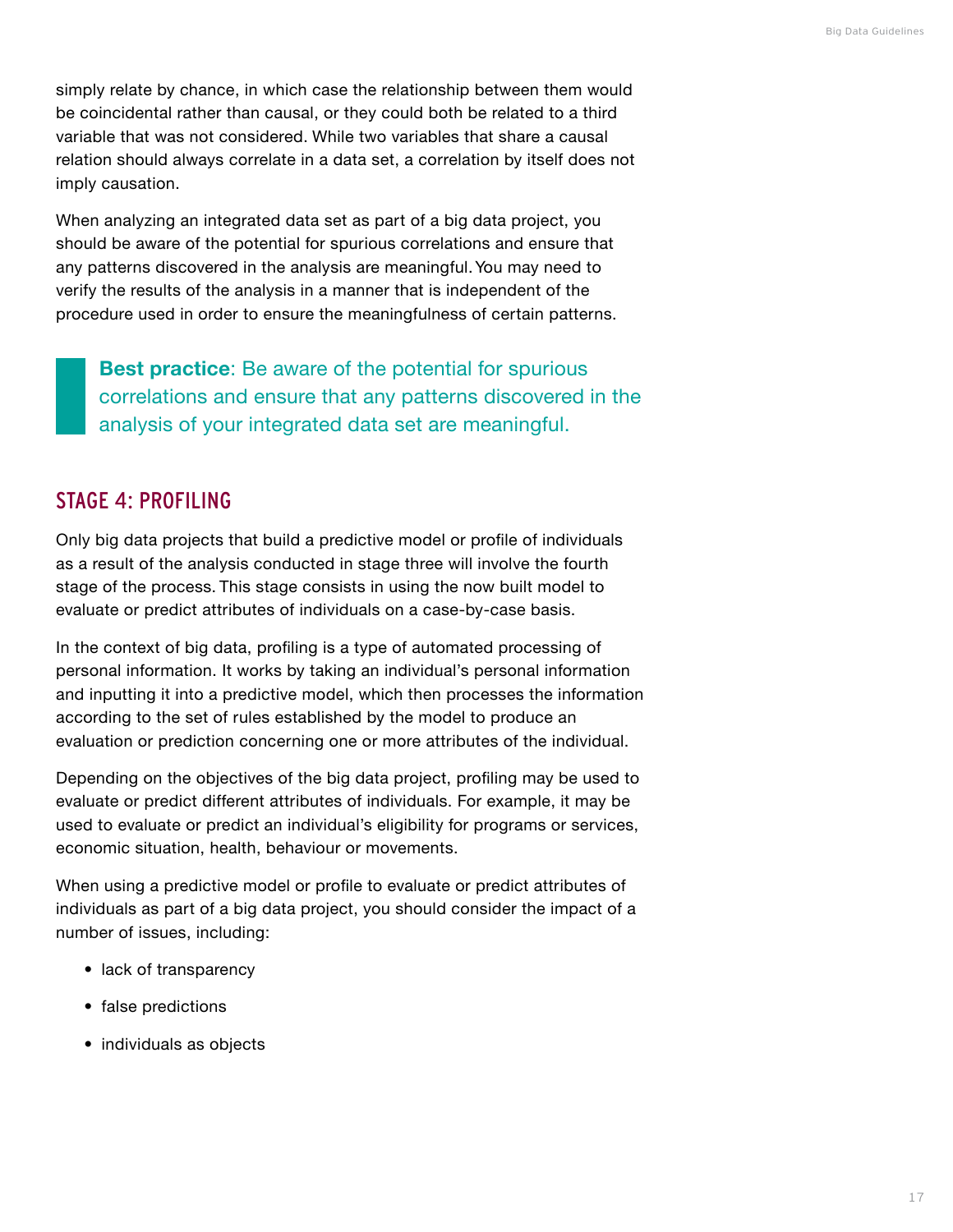simply relate by chance, in which case the relationship between them would be coincidental rather than causal, or they could both be related to a third variable that was not considered. While two variables that share a causal relation should always correlate in a data set, a correlation by itself does not imply causation.

When analyzing an integrated data set as part of a big data project, you should be aware of the potential for spurious correlations and ensure that any patterns discovered in the analysis are meaningful. You may need to verify the results of the analysis in a manner that is independent of the procedure used in order to ensure the meaningfulness of certain patterns.

> **Best practice**: Be aware of the potential for spurious correlations and ensure that any patterns discovered in the analysis of your integrated data set are meaningful.

## STAGE 4: PROFILING

Only big data projects that build a predictive model or profile of individuals as a result of the analysis conducted in stage three will involve the fourth stage of the process. This stage consists in using the now built model to evaluate or predict attributes of individuals on a case-by-case basis.

In the context of big data, profiling is a type of automated processing of personal information. It works by taking an individual's personal information and inputting it into a predictive model, which then processes the information according to the set of rules established by the model to produce an evaluation or prediction concerning one or more attributes of the individual.

Depending on the objectives of the big data project, profiling may be used to evaluate or predict different attributes of individuals. For example, it may be used to evaluate or predict an individual's eligibility for programs or services, economic situation, health, behaviour or movements.

When using a predictive model or profile to evaluate or predict attributes of individuals as part of a big data project, you should consider the impact of a number of issues, including:

- lack of transparency
- false predictions
- individuals as objects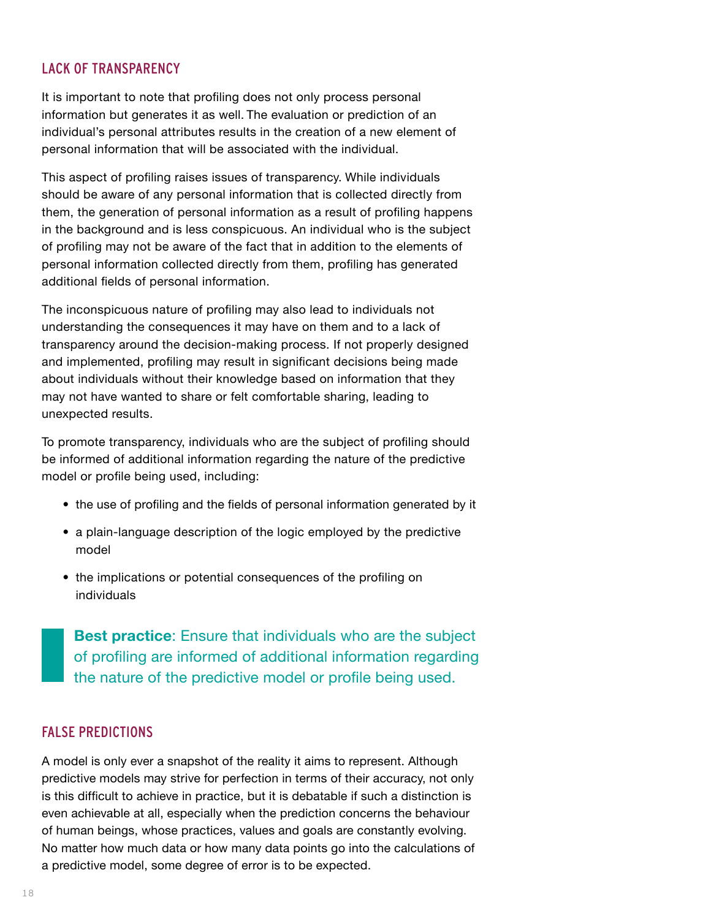## LACK OF TRANSPARENCY

It is important to note that profiling does not only process personal information but generates it as well. The evaluation or prediction of an individual's personal attributes results in the creation of a new element of personal information that will be associated with the individual.

This aspect of profiling raises issues of transparency. While individuals should be aware of any personal information that is collected directly from them, the generation of personal information as a result of profiling happens in the background and is less conspicuous. An individual who is the subject of profiling may not be aware of the fact that in addition to the elements of personal information collected directly from them, profiling has generated additional fields of personal information.

The inconspicuous nature of profiling may also lead to individuals not understanding the consequences it may have on them and to a lack of transparency around the decision-making process. If not properly designed and implemented, profiling may result in significant decisions being made about individuals without their knowledge based on information that they may not have wanted to share or felt comfortable sharing, leading to unexpected results.

To promote transparency, individuals who are the subject of profiling should be informed of additional information regarding the nature of the predictive model or profile being used, including:

- the use of profiling and the fields of personal information generated by it
- a plain-language description of the logic employed by the predictive model
- the implications or potential consequences of the profiling on individuals

> **Best practice**: Ensure that individuals who are the subject of profiling are informed of additional information regarding the nature of the predictive model or profile being used.

## FALSE PREDICTIONS

A model is only ever a snapshot of the reality it aims to represent. Although predictive models may strive for perfection in terms of their accuracy, not only is this difficult to achieve in practice, but it is debatable if such a distinction is even achievable at all, especially when the prediction concerns the behaviour of human beings, whose practices, values and goals are constantly evolving. No matter how much data or how many data points go into the calculations of a predictive model, some degree of error is to be expected.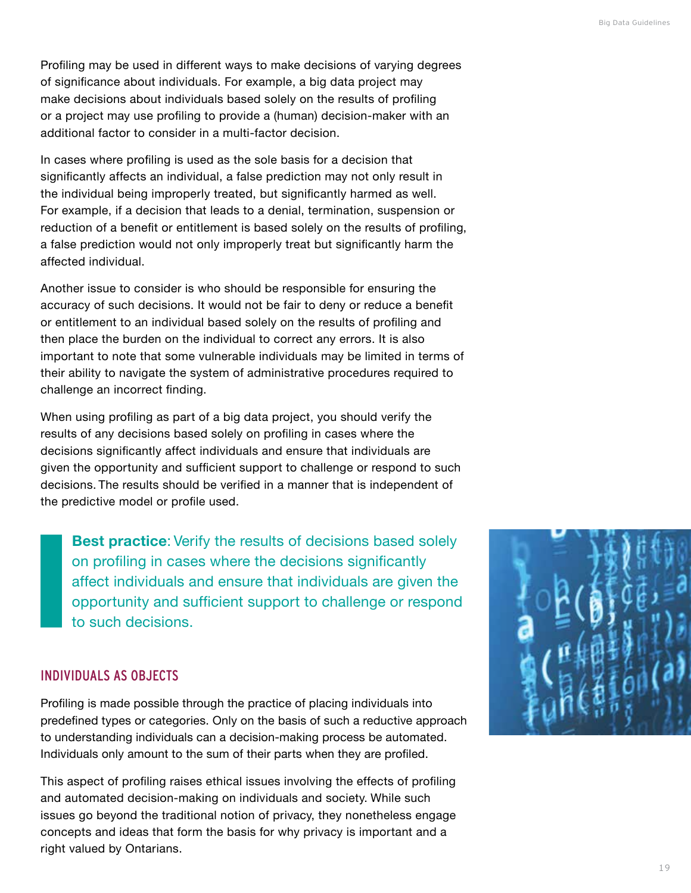Profiling may be used in different ways to make decisions of varying degrees of significance about individuals. For example, a big data project may make decisions about individuals based solely on the results of profiling or a project may use profiling to provide a (human) decision-maker with an additional factor to consider in a multi-factor decision.

In cases where profiling is used as the sole basis for a decision that significantly affects an individual, a false prediction may not only result in the individual being improperly treated, but significantly harmed as well. For example, if a decision that leads to a denial, termination, suspension or reduction of a benefit or entitlement is based solely on the results of profiling, a false prediction would not only improperly treat but significantly harm the affected individual.

Another issue to consider is who should be responsible for ensuring the accuracy of such decisions. It would not be fair to deny or reduce a benefit or entitlement to an individual based solely on the results of profiling and then place the burden on the individual to correct any errors. It is also important to note that some vulnerable individuals may be limited in terms of their ability to navigate the system of administrative procedures required to challenge an incorrect finding.

When using profiling as part of a big data project, you should verify the results of any decisions based solely on profiling in cases where the decisions significantly affect individuals and ensure that individuals are given the opportunity and sufficient support to challenge or respond to such decisions. The results should be verified in a manner that is independent of the predictive model or profile used.

> **Best practice**: Verify the results of decisions based solely on profiling in cases where the decisions significantly affect individuals and ensure that individuals are given the opportunity and sufficient support to challenge or respond to such decisions.

## INDIVIDUALS AS OBJECTS

Profiling is made possible through the practice of placing individuals into predefined types or categories. Only on the basis of such a reductive approach to understanding individuals can a decision-making process be automated. Individuals only amount to the sum of their parts when they are profiled.

This aspect of profiling raises ethical issues involving the effects of profiling and automated decision-making on individuals and society. While such issues go beyond the traditional notion of privacy, they nonetheless engage concepts and ideas that form the basis for why privacy is important and a right valued by Ontarians.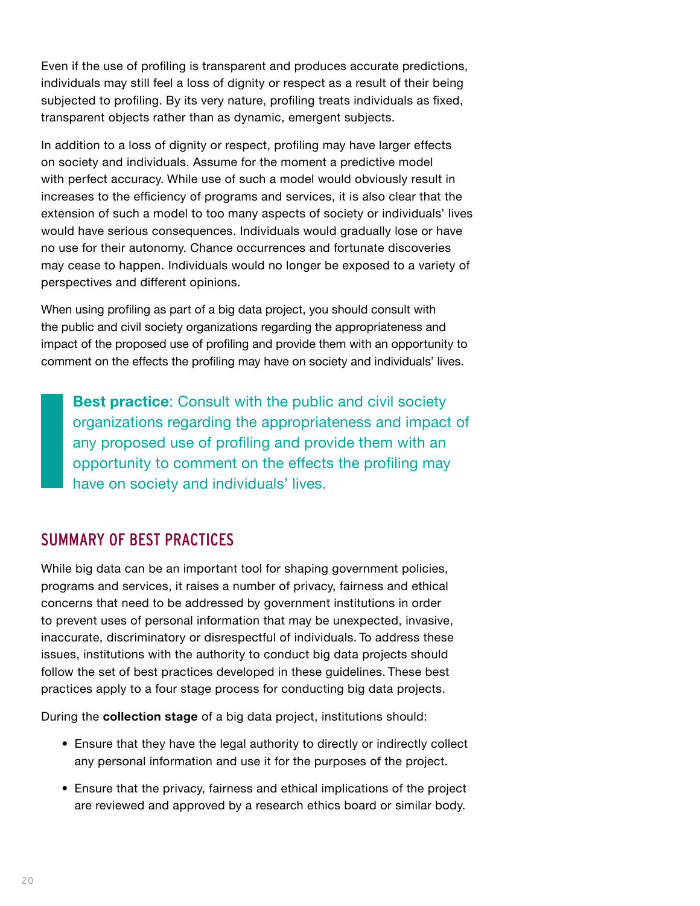Even if the use of profiling is transparent and produces accurate predictions, individuals may still feel a loss of dignity or respect as a result of their being subjected to profiling. By its very nature, profiling treats individuals as fixed, transparent objects rather than as dynamic, emergent subjects.

In addition to a loss of dignity or respect, profiling may have larger effects on society and individuals. Assume for the moment a predictive model with perfect accuracy. While use of such a model would obviously result in increases to the efficiency of programs and services, it is also clear that the extension of such a model to too many aspects of society or individuals' lives would have serious consequences. Individuals would gradually lose or have no use for their autonomy. Chance occurrences and fortunate discoveries may cease to happen. Individuals would no longer be exposed to a variety of perspectives and different opinions.

When using profiling as part of a big data project, you should consult with the public and civil society organizations regarding the appropriateness and impact of the proposed use of profiling and provide them with an opportunity to comment on the effects the profiling may have on society and individuals' lives.

> **Best practice**: Consult with the public and civil society organizations regarding the appropriateness and impact of any proposed use of profiling and provide them with an opportunity to comment on the effects the profiling may have on society and individuals' lives.

## SUMMARY OF BEST PRACTICES

While big data can be an important tool for shaping government policies, programs and services, it raises a number of privacy, fairness and ethical concerns that need to be addressed by government institutions in order to prevent uses of personal information that may be unexpected, invasive, inaccurate, discriminatory or disrespectful of individuals. To address these issues, institutions with the authority to conduct big data projects should follow the set of best practices developed in these guidelines. These best practices apply to a four stage process for conducting big data projects.

During the **collection stage** of a big data project, institutions should:

- Ensure that they have the legal authority to directly or indirectly collect any personal information and use it for the purposes of the project.
- Ensure that the privacy, fairness and ethical implications of the project are reviewed and approved by a research ethics board or similar body.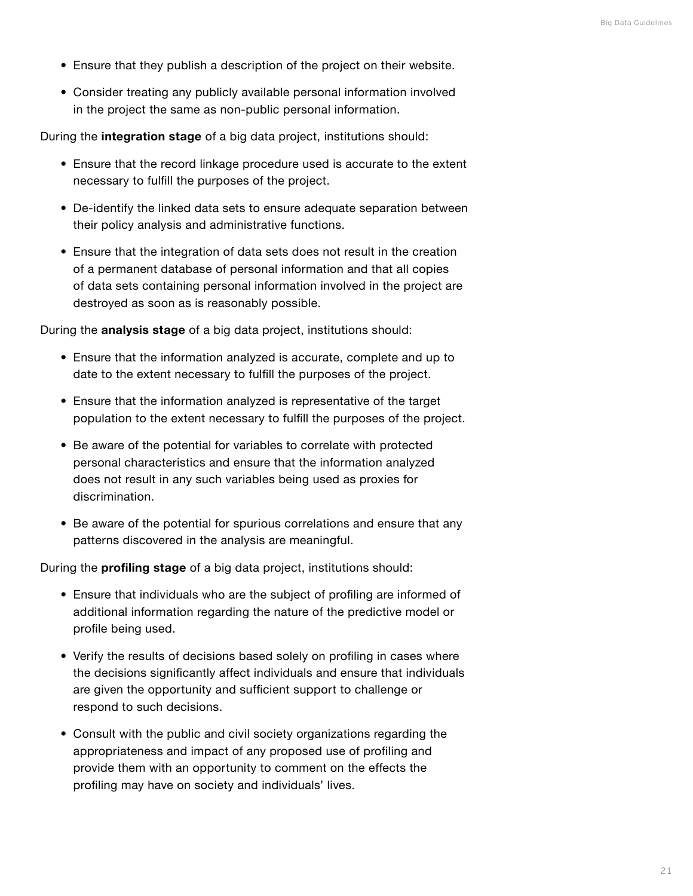- Ensure that they publish a description of the project on their website.
- Consider treating any publicly available personal information involved in the project the same as non-public personal information.

During the **integration stage** of a big data project, institutions should:

- Ensure that the record linkage procedure used is accurate to the extent necessary to fulfill the purposes of the project.
- De-identify the linked data sets to ensure adequate separation between their policy analysis and administrative functions.
- Ensure that the integration of data sets does not result in the creation of a permanent database of personal information and that all copies of data sets containing personal information involved in the project are destroyed as soon as is reasonably possible.

During the **analysis stage** of a big data project, institutions should:

- Ensure that the information analyzed is accurate, complete and up to date to the extent necessary to fulfill the purposes of the project.
- Ensure that the information analyzed is representative of the target population to the extent necessary to fulfill the purposes of the project.
- Be aware of the potential for variables to correlate with protected personal characteristics and ensure that the information analyzed does not result in any such variables being used as proxies for discrimination.
- Be aware of the potential for spurious correlations and ensure that any patterns discovered in the analysis are meaningful.

During the **profiling stage** of a big data project, institutions should:

- Ensure that individuals who are the subject of profiling are informed of additional information regarding the nature of the predictive model or profile being used.
- Verify the results of decisions based solely on profiling in cases where the decisions significantly affect individuals and ensure that individuals are given the opportunity and sufficient support to challenge or respond to such decisions.
- Consult with the public and civil society organizations regarding the appropriateness and impact of any proposed use of profiling and provide them with an opportunity to comment on the effects the profiling may have on society and individuals' lives.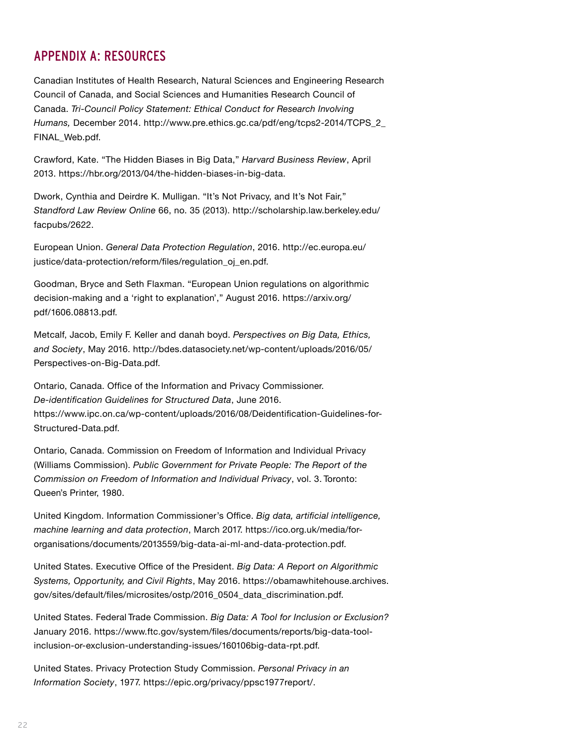## APPENDIX A: RESOURCES

Canadian Institutes of Health Research, Natural Sciences and Engineering Research Council of Canada, and Social Sciences and Humanities Research Council of Canada. *Tri-Council Policy Statement: Ethical Conduct for Research Involving Humans,* December 2014. http://www.pre.ethics.gc.ca/pdf/eng/tcps2-2014/TCPS_2_FINAL_Web.pdf.

Crawford, Kate. "The Hidden Biases in Big Data," *Harvard Business Review*, April 2013. https://hbr.org/2013/04/the-hidden-biases-in-big-data.

Dwork, Cynthia and Deirdre K. Mulligan. "It's Not Privacy, and It's Not Fair," *Standford Law Review Online* 66, no. 35 (2013). http://scholarship.law.berkeley.edu/facpubs/2622.

European Union. *General Data Protection Regulation*, 2016. http://ec.europa.eu/justice/data-protection/reform/files/regulation_oj_en.pdf.

Goodman, Bryce and Seth Flaxman. "European Union regulations on algorithmic decision-making and a 'right to explanation'," August 2016. https://arxiv.org/pdf/1606.08813.pdf.

Metcalf, Jacob, Emily F. Keller and danah boyd. *Perspectives on Big Data, Ethics, and Society*, May 2016. http://bdes.datasociety.net/wp-content/uploads/2016/05/Perspectives-on-Big-Data.pdf.

Ontario, Canada. Office of the Information and Privacy Commissioner. *De-identification Guidelines for Structured Data*, June 2016. https://www.ipc.on.ca/wp-content/uploads/2016/08/Deidentification-Guidelines-for-Structured-Data.pdf.

Ontario, Canada. Commission on Freedom of Information and Individual Privacy (Williams Commission). *Public Government for Private People: The Report of the Commission on Freedom of Information and Individual Privacy*, vol. 3. Toronto: Queen's Printer, 1980.

United Kingdom. Information Commissioner's Office. *Big data, artificial intelligence, machine learning and data protection*, March 2017. https://ico.org.uk/media/for-organisations/documents/2013559/big-data-ai-ml-and-data-protection.pdf.

United States. Executive Office of the President. *Big Data: A Report on Algorithmic Systems, Opportunity, and Civil Rights*, May 2016. https://obamawhitehouse.archives.gov/sites/default/files/microsites/ostp/2016_0504_data_discrimination.pdf.

United States. Federal Trade Commission. *Big Data: A Tool for Inclusion or Exclusion?* January 2016. https://www.ftc.gov/system/files/documents/reports/big-data-tool-inclusion-or-exclusion-understanding-issues/160106big-data-rpt.pdf.

United States. Privacy Protection Study Commission. *Personal Privacy in an Information Society*, 1977. https://epic.org/privacy/ppsc1977report/.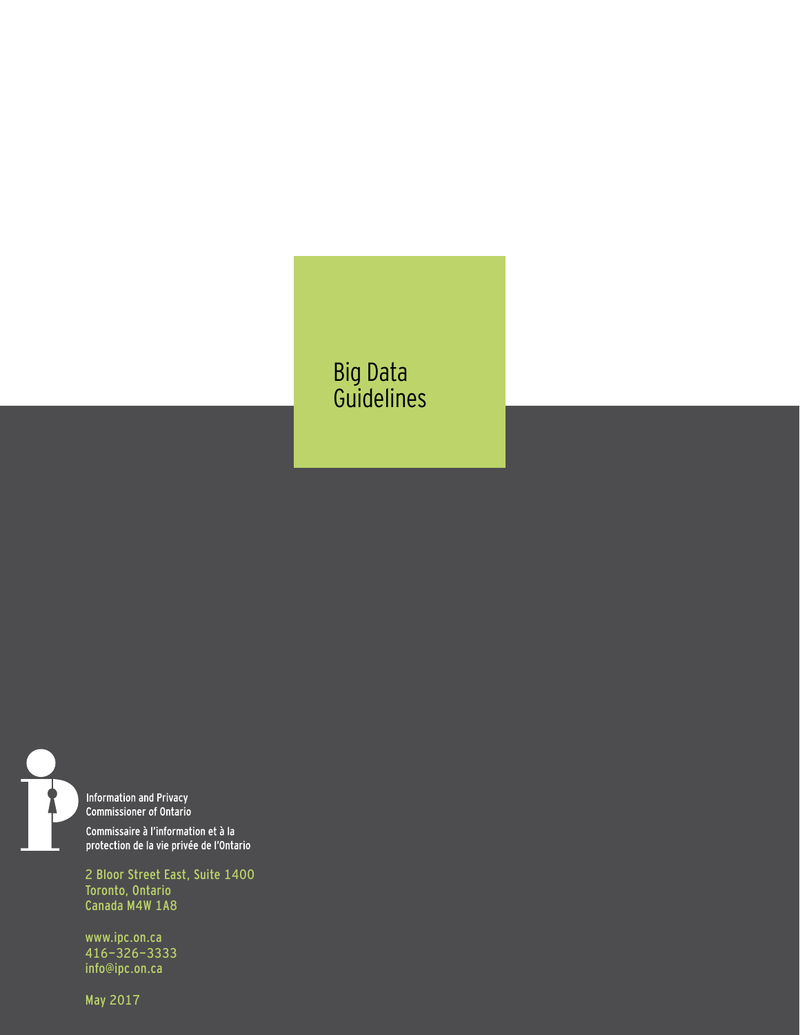Big Data Guidelines

Information and Privacy Commissioner of Ontario

Commissaire à l'information et à la protection de la vie privée de l'Ontario

2 Bloor Street East, Suite 1400
Toronto, Ontario
Canada M4W 1A8

www.ipc.on.ca
416-326-3333
info@ipc.on.ca

May 2017